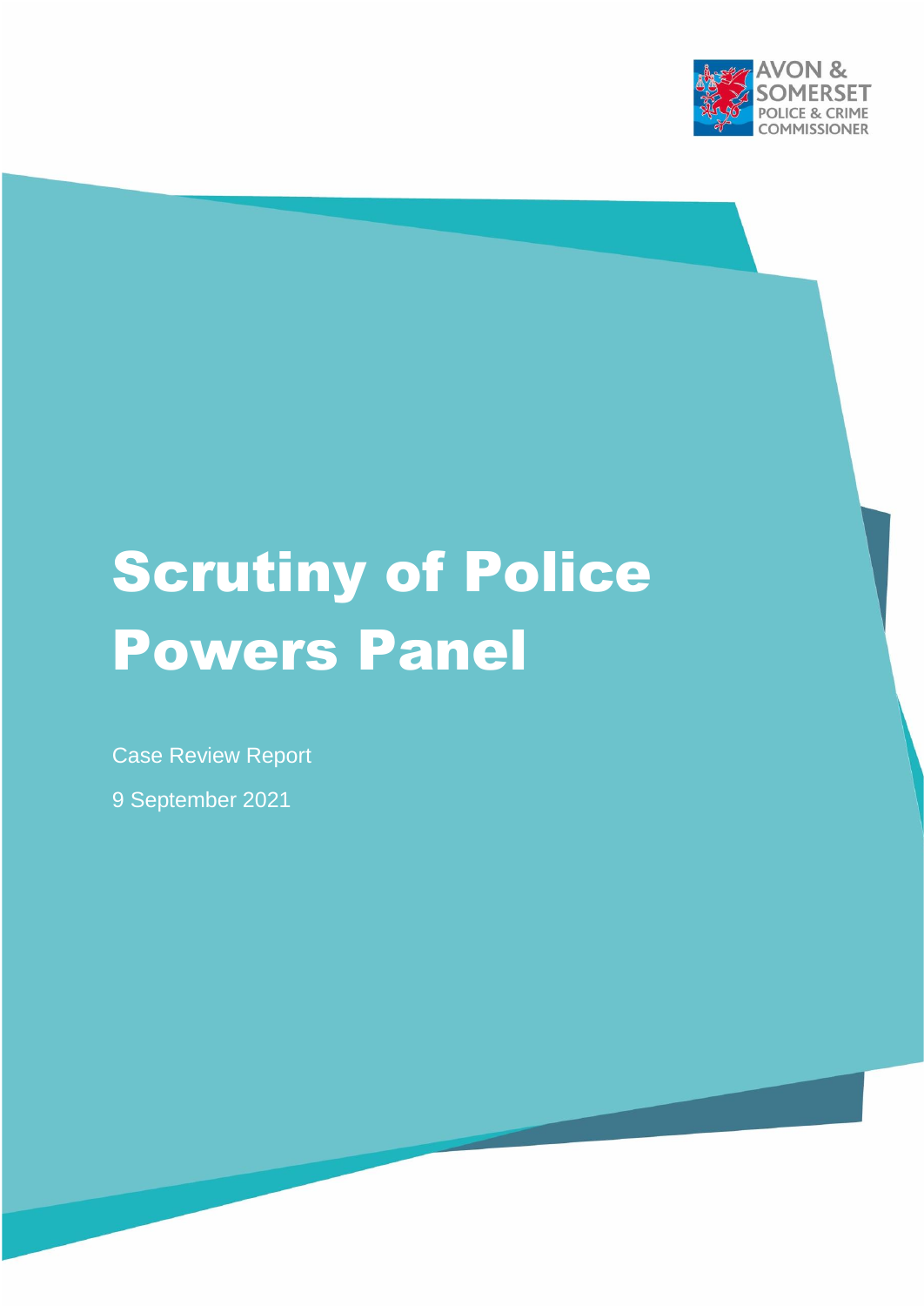AVON & SOMERSET POLICE & CRIME COMMISSIONER

# Scrutiny of Police Powers Panel

Case Review Report

9 September 2021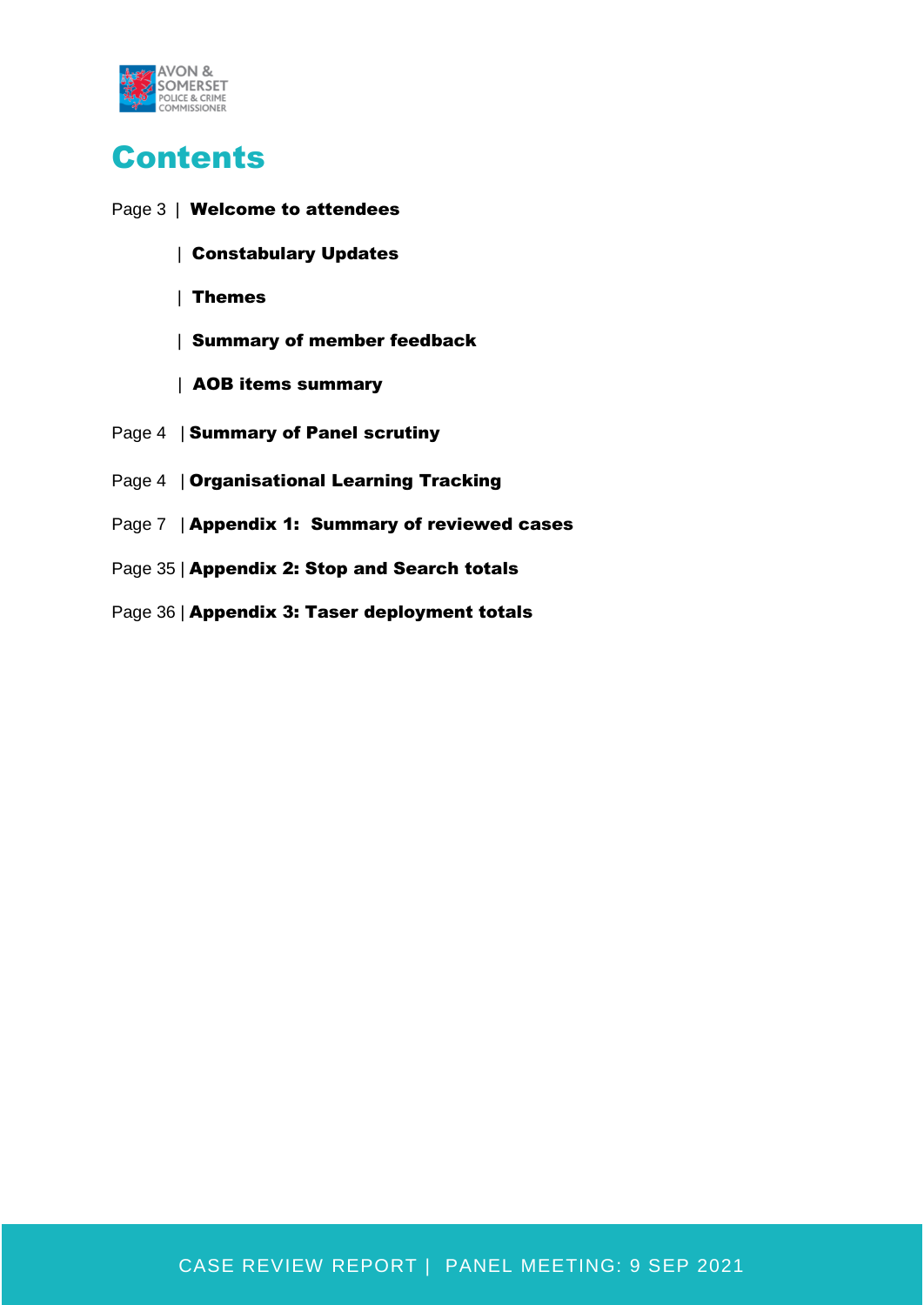# Contents

Page 3 | **Welcome to attendees**

| **Constabulary Updates**

| **Themes**

| **Summary of member feedback**

| **AOB items summary**

Page 4 | **Summary of Panel scrutiny**

Page 4 | **Organisational Learning Tracking**

Page 7 | **Appendix 1: Summary of reviewed cases**

Page 35 | **Appendix 2: Stop and Search totals**

Page 36 | **Appendix 3: Taser deployment totals**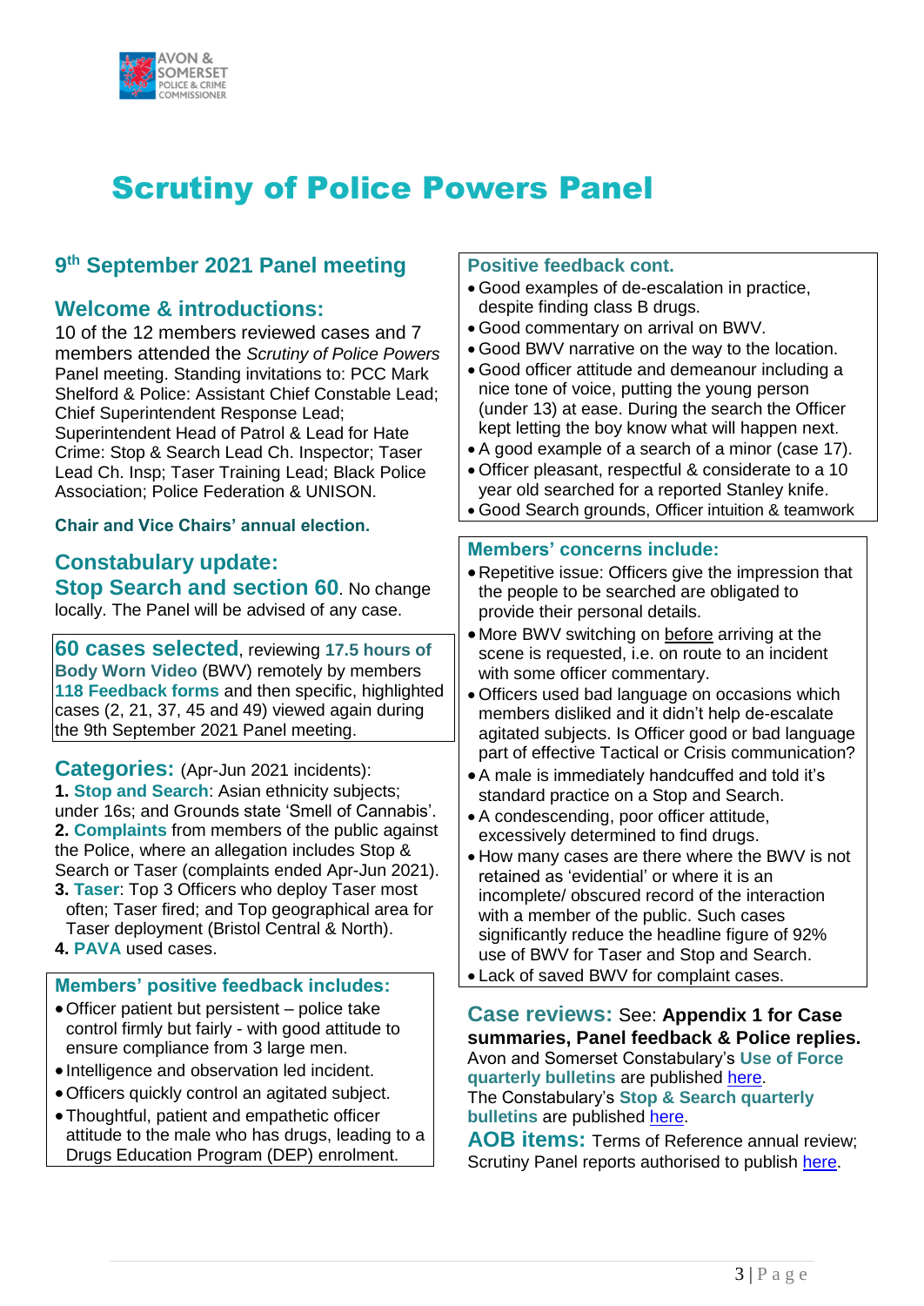# Scrutiny of Police Powers Panel

## 9th September 2021 Panel meeting

## Welcome & introductions:

10 of the 12 members reviewed cases and 7 members attended the *Scrutiny of Police Powers* Panel meeting. Standing invitations to: PCC Mark Shelford & Police: Assistant Chief Constable Lead; Chief Superintendent Response Lead; Superintendent Head of Patrol & Lead for Hate Crime: Stop & Search Lead Ch. Inspector; Taser Lead Ch. Insp; Taser Training Lead; Black Police Association; Police Federation & UNISON.

**Chair and Vice Chairs' annual election.**

## Constabulary update:

**Stop Search and section 60.** No change locally. The Panel will be advised of any case.

**60 cases selected**, reviewing **17.5 hours of Body Worn Video** (BWV) remotely by members **118 Feedback forms** and then specific, highlighted cases (2, 21, 37, 45 and 49) viewed again during the 9th September 2021 Panel meeting.

## Categories: (Apr-Jun 2021 incidents):

1. **Stop and Search**: Asian ethnicity subjects; under 16s; and Grounds state 'Smell of Cannabis'.
2. **Complaints** from members of the public against the Police, where an allegation includes Stop & Search or Taser (complaints ended Apr-Jun 2021).
3. **Taser**: Top 3 Officers who deploy Taser most often; Taser fired; and Top geographical area for Taser deployment (Bristol Central & North).
4. **PAVA** used cases.

### Members' positive feedback includes:

- Officer patient but persistent – police take control firmly but fairly - with good attitude to ensure compliance from 3 large men.
- Intelligence and observation led incident.
- Officers quickly control an agitated subject.
- Thoughtful, patient and empathetic officer attitude to the male who has drugs, leading to a Drugs Education Program (DEP) enrolment.

### Positive feedback cont.

- Good examples of de-escalation in practice, despite finding class B drugs.
- Good commentary on arrival on BWV.
- Good BWV narrative on the way to the location.
- Good officer attitude and demeanour including a nice tone of voice, putting the young person (under 13) at ease. During the search the Officer kept letting the boy know what will happen next.
- A good example of a search of a minor (case 17).
- Officer pleasant, respectful & considerate to a 10 year old searched for a reported Stanley knife.
- Good Search grounds, Officer intuition & teamwork

### Members' concerns include:

- Repetitive issue: Officers give the impression that the people to be searched are obligated to provide their personal details.
- More BWV switching on before arriving at the scene is requested, i.e. on route to an incident with some officer commentary.
- Officers used bad language on occasions which members disliked and it didn't help de-escalate agitated subjects. Is Officer good or bad language part of effective Tactical or Crisis communication?
- A male is immediately handcuffed and told it's standard practice on a Stop and Search.
- A condescending, poor officer attitude, excessively determined to find drugs.
- How many cases are there where the BWV is not retained as 'evidential' or where it is an incomplete/ obscured record of the interaction with a member of the public. Such cases significantly reduce the headline figure of 92% use of BWV for Taser and Stop and Search.
- Lack of saved BWV for complaint cases.

## Case reviews: See: **Appendix 1 for Case summaries, Panel feedback & Police replies.**

Avon and Somerset Constabulary's **Use of Force quarterly bulletins** are published here.
The Constabulary's **Stop & Search quarterly bulletins** are published here.

## AOB items:

Terms of Reference annual review; Scrutiny Panel reports authorised to publish here.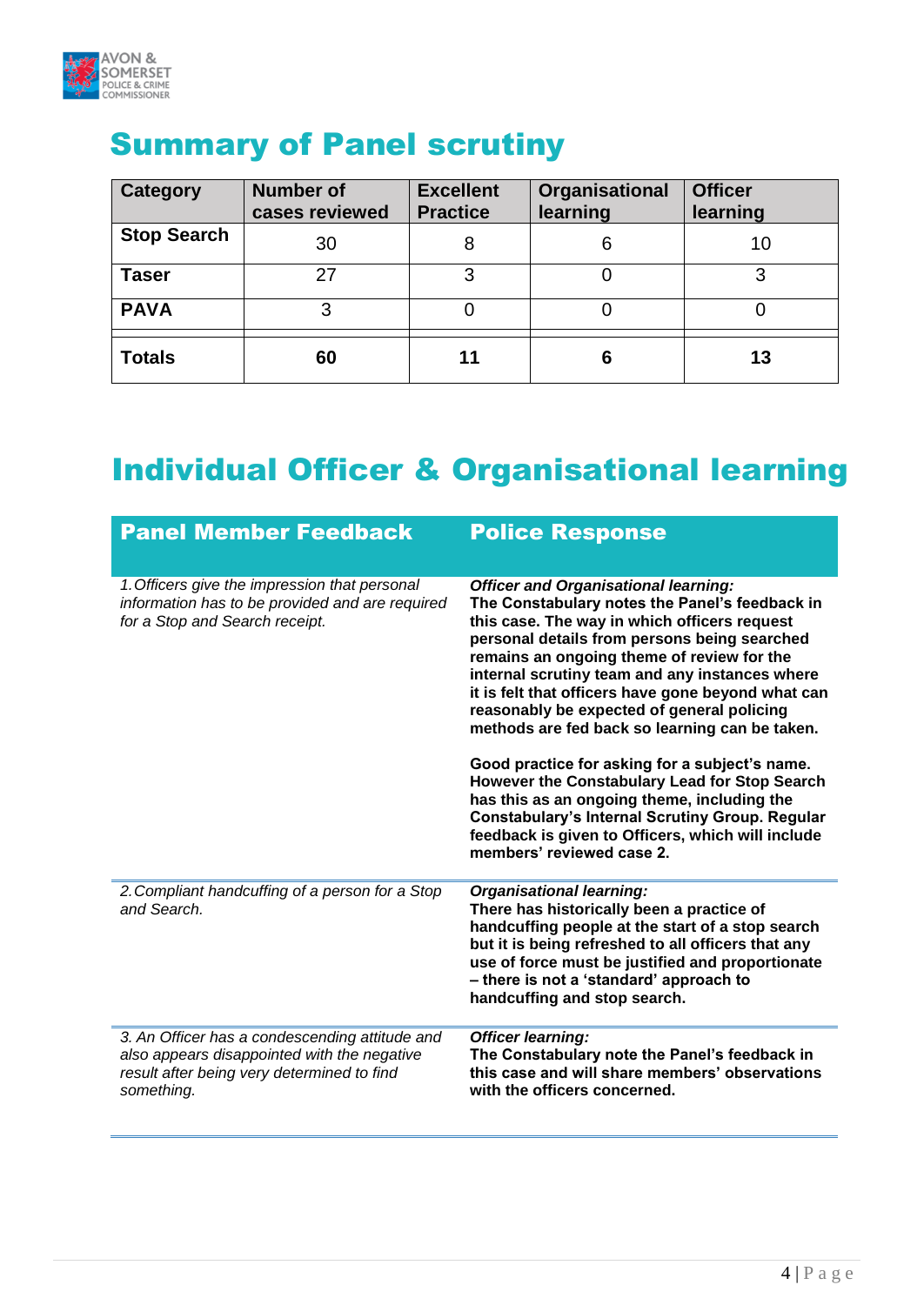## Summary of Panel scrutiny

| Category | Number of cases reviewed | Excellent Practice | Organisational learning | Officer learning |
|---|---|---|---|---|
| **Stop Search** | 30 | 8 | 6 | 10 |
| **Taser** | 27 | 3 | 0 | 3 |
| **PAVA** | 3 | 0 | 0 | 0 |
| **Totals** | **60** | **11** | **6** | **13** |

## Individual Officer & Organisational learning

| Panel Member Feedback | Police Response |
|---|---|
| *1. Officers give the impression that personal information has to be provided and are required for a Stop and Search receipt.* | ***Officer and Organisational learning:*** **The Constabulary notes the Panel's feedback in this case. The way in which officers request personal details from persons being searched remains an ongoing theme of review for the internal scrutiny team and any instances where it is felt that officers have gone beyond what can reasonably be expected of general policing methods are fed back so learning can be taken.** <br><br> **Good practice for asking for a subject's name. However the Constabulary Lead for Stop Search has this as an ongoing theme, including the Constabulary's Internal Scrutiny Group. Regular feedback is given to Officers, which will include members' reviewed case 2.** |
| *2. Compliant handcuffing of a person for a Stop and Search.* | ***Organisational learning:*** **There has historically been a practice of handcuffing people at the start of a stop search but it is being refreshed to all officers that any use of force must be justified and proportionate – there is not a 'standard' approach to handcuffing and stop search.** |
| *3. An Officer has a condescending attitude and also appears disappointed with the negative result after being very determined to find something.* | ***Officer learning:*** **The Constabulary note the Panel's feedback in this case and will share members' observations with the officers concerned.** |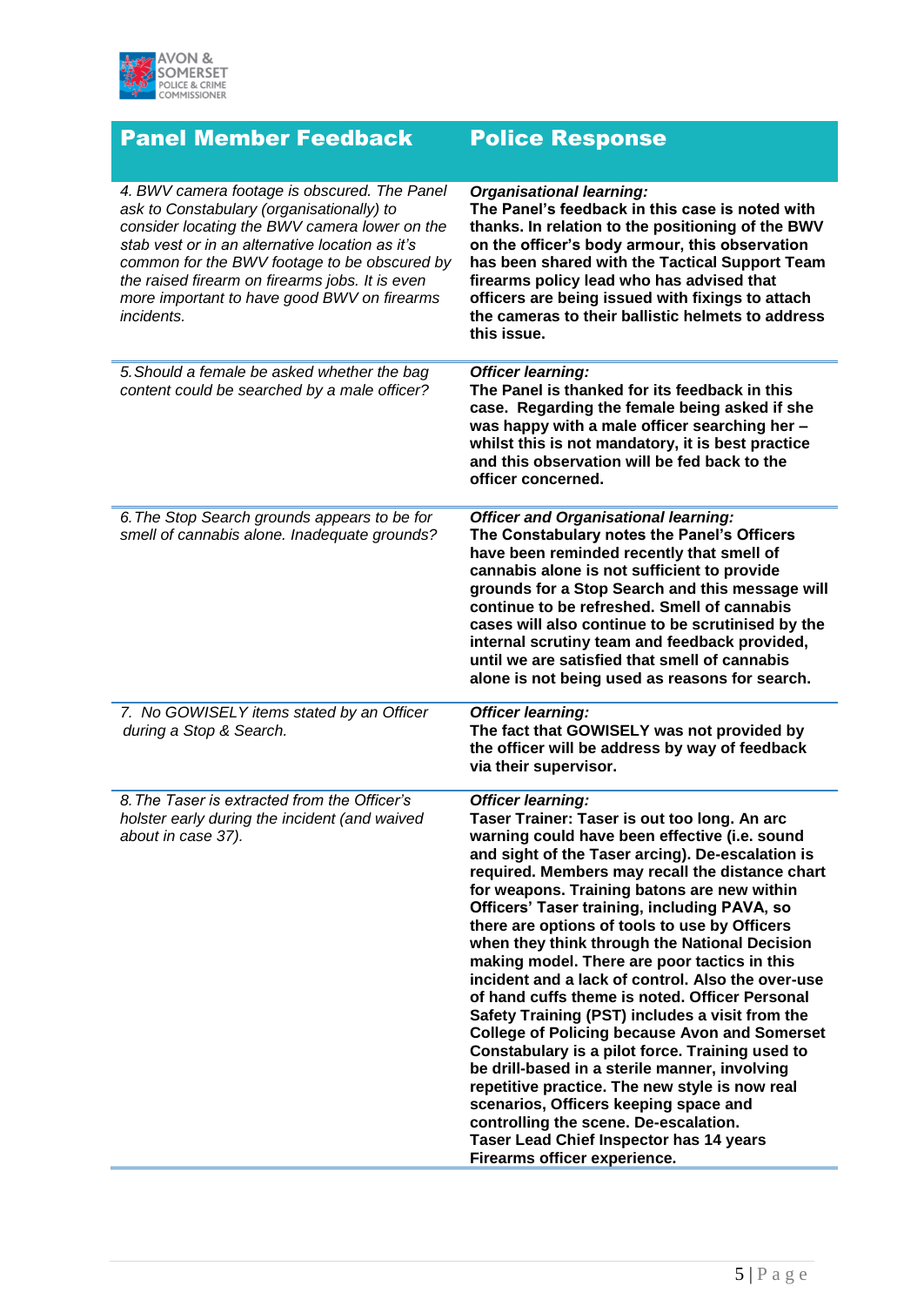| Panel Member Feedback | Police Response |
|---|---|
| *4. BWV camera footage is obscured. The Panel ask to Constabulary (organisationally) to consider locating the BWV camera lower on the stab vest or in an alternative location as it's common for the BWV footage to be obscured by the raised firearm on firearms jobs. It is even more important to have good BWV on firearms incidents.* | ***Organisational learning:*** **The Panel's feedback in this case is noted with thanks. In relation to the positioning of the BWV on the officer's body armour, this observation has been shared with the Tactical Support Team firearms policy lead who has advised that officers are being issued with fixings to attach the cameras to their ballistic helmets to address this issue.** |
| *5. Should a female be asked whether the bag content could be searched by a male officer?* | ***Officer learning:*** **The Panel is thanked for its feedback in this case. Regarding the female being asked if she was happy with a male officer searching her – whilst this is not mandatory, it is best practice and this observation will be fed back to the officer concerned.** |
| *6. The Stop Search grounds appears to be for smell of cannabis alone. Inadequate grounds?* | ***Officer and Organisational learning:*** **The Constabulary notes the Panel's Officers have been reminded recently that smell of cannabis alone is not sufficient to provide grounds for a Stop Search and this message will continue to be refreshed. Smell of cannabis cases will also continue to be scrutinised by the internal scrutiny team and feedback provided, until we are satisfied that smell of cannabis alone is not being used as reasons for search.** |
| *7. No GOWISELY items stated by an Officer during a Stop & Search.* | ***Officer learning:*** **The fact that GOWISELY was not provided by the officer will be address by way of feedback via their supervisor.** |
| *8. The Taser is extracted from the Officer's holster early during the incident (and waived about in case 37).* | ***Officer learning:*** **Taser Trainer: Taser is out too long. An arc warning could have been effective (i.e. sound and sight of the Taser arcing). De-escalation is required. Members may recall the distance chart for weapons. Training batons are new within Officers' Taser training, including PAVA, so there are options of tools to use by Officers when they think through the National Decision making model. There are poor tactics in this incident and a lack of control. Also the over-use of hand cuffs theme is noted. Officer Personal Safety Training (PST) includes a visit from the College of Policing because Avon and Somerset Constabulary is a pilot force. Training used to be drill-based in a sterile manner, involving repetitive practice. The new style is now real scenarios, Officers keeping space and controlling the scene. De-escalation. Taser Lead Chief Inspector has 14 years Firearms officer experience.** |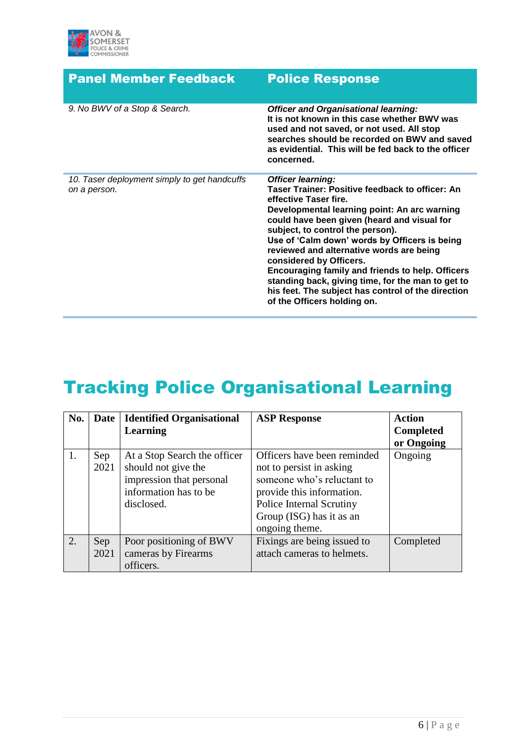| Panel Member Feedback | Police Response |
|---|---|
| *9. No BWV of a Stop & Search.* | ***Officer and Organisational learning:*** **It is not known in this case whether BWV was used and not saved, or not used. All stop searches should be recorded on BWV and saved as evidential. This will be fed back to the officer concerned.** |
| *10. Taser deployment simply to get handcuffs on a person.* | ***Officer learning:*** **Taser Trainer: Positive feedback to officer: An effective Taser fire.** **Developmental learning point: An arc warning could have been given (heard and visual for subject, to control the person).** **Use of 'Calm down' words by Officers is being reviewed and alternative words are being considered by Officers.** **Encouraging family and friends to help. Officers standing back, giving time, for the man to get to his feet. The subject has control of the direction of the Officers holding on.** |

# Tracking Police Organisational Learning

| No. | Date | Identified Organisational Learning | ASP Response | Action Completed or Ongoing |
|---|---|---|---|---|
| 1. | Sep 2021 | At a Stop Search the officer should not give the impression that personal information has to be disclosed. | Officers have been reminded not to persist in asking someone who's reluctant to provide this information. Police Internal Scrutiny Group (ISG) has it as an ongoing theme. | Ongoing |
| 2. | Sep 2021 | Poor positioning of BWV cameras by Firearms officers. | Fixings are being issued to attach cameras to helmets. | Completed |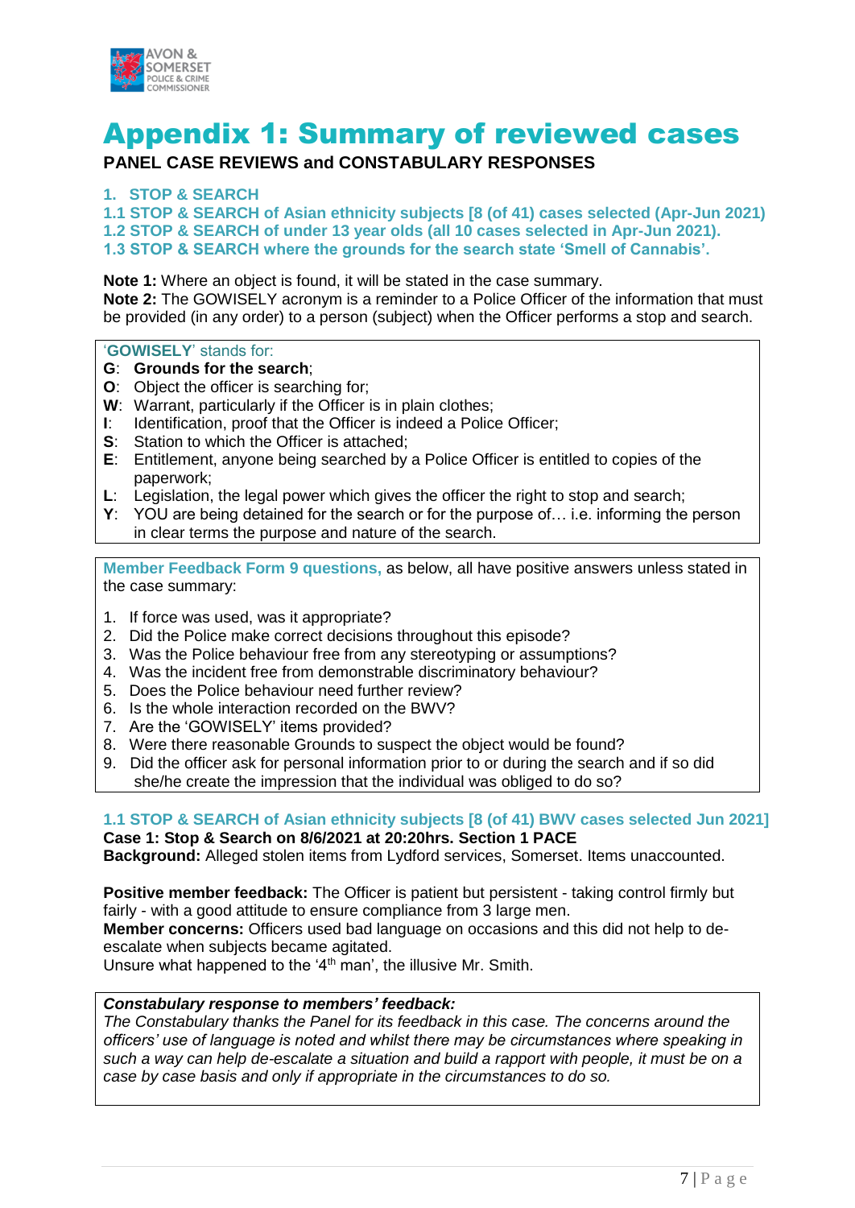# Appendix 1: Summary of reviewed cases

## PANEL CASE REVIEWS and CONSTABULARY RESPONSES

1. STOP & SEARCH

1.1 STOP & SEARCH of Asian ethnicity subjects [8 (of 41) cases selected (Apr-Jun 2021)

1.2 STOP & SEARCH of under 13 year olds (all 10 cases selected in Apr-Jun 2021).

1.3 STOP & SEARCH where the grounds for the search state 'Smell of Cannabis'.

**Note 1:** Where an object is found, it will be stated in the case summary.

**Note 2:** The GOWISELY acronym is a reminder to a Police Officer of the information that must be provided (in any order) to a person (subject) when the Officer performs a stop and search.

'**GOWISELY**' stands for:

- **G**: **Grounds for the search**;
- **O**: Object the officer is searching for;
- **W**: Warrant, particularly if the Officer is in plain clothes;
- **I**: Identification, proof that the Officer is indeed a Police Officer;
- **S**: Station to which the Officer is attached;
- **E**: Entitlement, anyone being searched by a Police Officer is entitled to copies of the paperwork;
- **L**: Legislation, the legal power which gives the officer the right to stop and search;
- **Y**: YOU are being detained for the search or for the purpose of… i.e. informing the person in clear terms the purpose and nature of the search.

**Member Feedback Form 9 questions,** as below, all have positive answers unless stated in the case summary:

1. If force was used, was it appropriate?
2. Did the Police make correct decisions throughout this episode?
3. Was the Police behaviour free from any stereotyping or assumptions?
4. Was the incident free from demonstrable discriminatory behaviour?
5. Does the Police behaviour need further review?
6. Is the whole interaction recorded on the BWV?
7. Are the 'GOWISELY' items provided?
8. Were there reasonable Grounds to suspect the object would be found?
9. Did the officer ask for personal information prior to or during the search and if so did she/he create the impression that the individual was obliged to do so?

### 1.1 STOP & SEARCH of Asian ethnicity subjects [8 (of 41) BWV cases selected Jun 2021]

**Case 1: Stop & Search on 8/6/2021 at 20:20hrs. Section 1 PACE**

**Background:** Alleged stolen items from Lydford services, Somerset. Items unaccounted.

**Positive member feedback:** The Officer is patient but persistent - taking control firmly but fairly - with a good attitude to ensure compliance from 3 large men.

**Member concerns:** Officers used bad language on occasions and this did not help to de-escalate when subjects became agitated.

Unsure what happened to the '4th man', the illusive Mr. Smith.

***Constabulary response to members' feedback:***

*The Constabulary thanks the Panel for its feedback in this case. The concerns around the officers' use of language is noted and whilst there may be circumstances where speaking in such a way can help de-escalate a situation and build a rapport with people, it must be on a case by case basis and only if appropriate in the circumstances to do so.*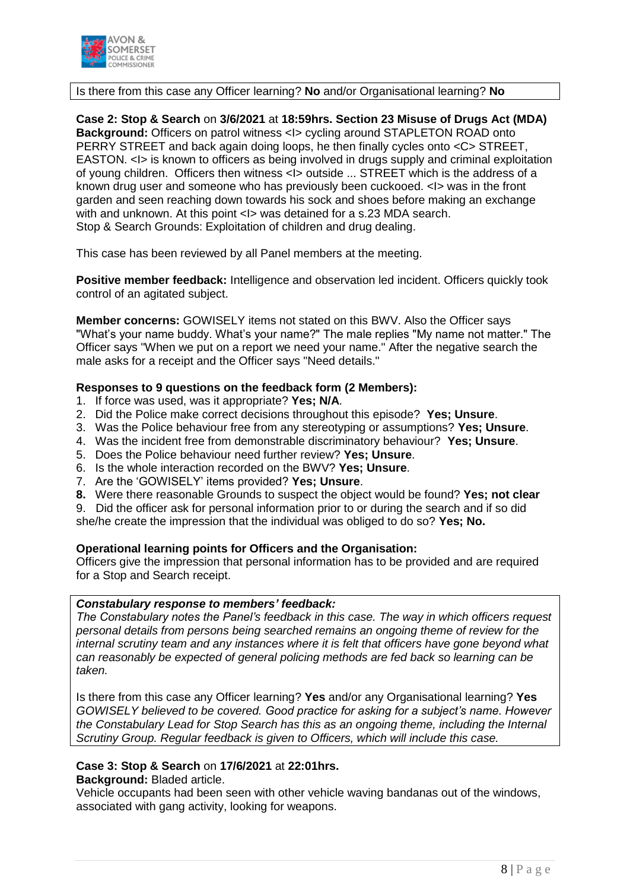Is there from this case any Officer learning? **No** and/or Organisational learning? **No**

**Case 2: Stop & Search** on **3/6/2021** at **18:59hrs. Section 23 Misuse of Drugs Act (MDA)**
**Background:** Officers on patrol witness <I> cycling around STAPLETON ROAD onto PERRY STREET and back again doing loops, he then finally cycles onto <C> STREET, EASTON. <I> is known to officers as being involved in drugs supply and criminal exploitation of young children. Officers then witness <I> outside ... STREET which is the address of a known drug user and someone who has previously been cuckooed. <I> was in the front garden and seen reaching down towards his sock and shoes before making an exchange with and unknown. At this point <I> was detained for a s.23 MDA search.
Stop & Search Grounds: Exploitation of children and drug dealing.

This case has been reviewed by all Panel members at the meeting.

**Positive member feedback:** Intelligence and observation led incident. Officers quickly took control of an agitated subject.

**Member concerns:** GOWISELY items not stated on this BWV. Also the Officer says "What's your name buddy. What's your name?" The male replies "My name not matter." The Officer says "When we put on a report we need your name." After the negative search the male asks for a receipt and the Officer says "Need details."

**Responses to 9 questions on the feedback form (2 Members):**

1. If force was used, was it appropriate? **Yes; N/A**.
2. Did the Police make correct decisions throughout this episode? **Yes; Unsure**.
3. Was the Police behaviour free from any stereotyping or assumptions? **Yes; Unsure**.
4. Was the incident free from demonstrable discriminatory behaviour? **Yes; Unsure**.
5. Does the Police behaviour need further review? **Yes; Unsure**.
6. Is the whole interaction recorded on the BWV? **Yes; Unsure**.
7. Are the 'GOWISELY' items provided? **Yes; Unsure**.
8. Were there reasonable Grounds to suspect the object would be found? **Yes; not clear**
9. Did the officer ask for personal information prior to or during the search and if so did she/he create the impression that the individual was obliged to do so? **Yes; No.**

**Operational learning points for Officers and the Organisation:**
Officers give the impression that personal information has to be provided and are required for a Stop and Search receipt.

***Constabulary response to members' feedback:***
*The Constabulary notes the Panel's feedback in this case. The way in which officers request personal details from persons being searched remains an ongoing theme of review for the internal scrutiny team and any instances where it is felt that officers have gone beyond what can reasonably be expected of general policing methods are fed back so learning can be taken.*

Is there from this case any Officer learning? **Yes** and/or any Organisational learning? **Yes**
*GOWISELY believed to be covered. Good practice for asking for a subject's name. However the Constabulary Lead for Stop Search has this as an ongoing theme, including the Internal Scrutiny Group. Regular feedback is given to Officers, which will include this case.*

**Case 3: Stop & Search** on **17/6/2021** at **22:01hrs.**
**Background:** Bladed article.
Vehicle occupants had been seen with other vehicle waving bandanas out of the windows, associated with gang activity, looking for weapons.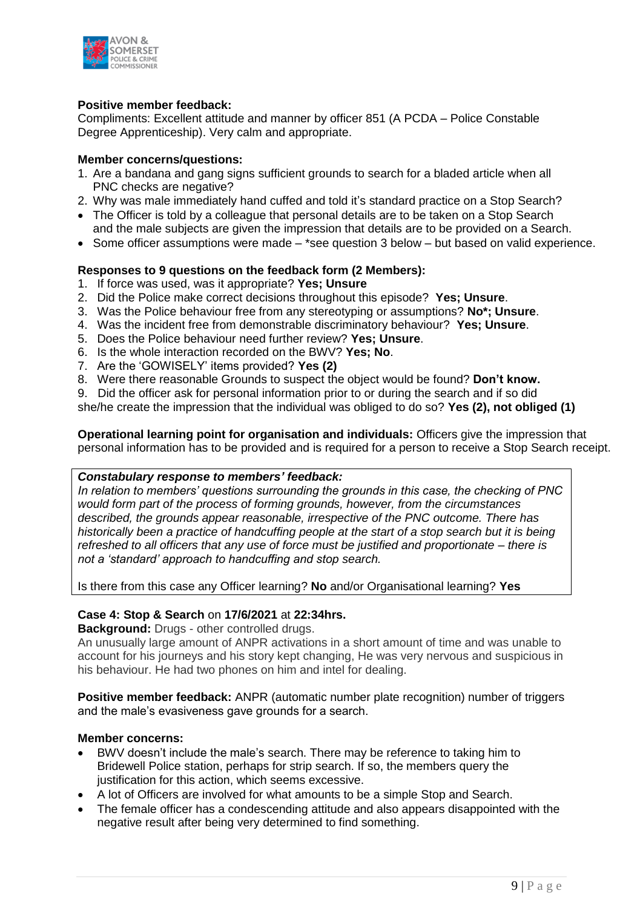**Positive member feedback:**
Compliments: Excellent attitude and manner by officer 851 (A PCDA – Police Constable Degree Apprenticeship). Very calm and appropriate.

**Member concerns/questions:**

1. Are a bandana and gang signs sufficient grounds to search for a bladed article when all PNC checks are negative?
2. Why was male immediately hand cuffed and told it's standard practice on a Stop Search?

- The Officer is told by a colleague that personal details are to be taken on a Stop Search and the male subjects are given the impression that details are to be provided on a Search.
- Some officer assumptions were made – *see question 3 below – but based on valid experience.

**Responses to 9 questions on the feedback form (2 Members):**

1. If force was used, was it appropriate? **Yes; Unsure**
2. Did the Police make correct decisions throughout this episode? **Yes; Unsure**.
3. Was the Police behaviour free from any stereotyping or assumptions? **No*; Unsure**.
4. Was the incident free from demonstrable discriminatory behaviour? **Yes; Unsure**.
5. Does the Police behaviour need further review? **Yes; Unsure**.
6. Is the whole interaction recorded on the BWV? **Yes; No**.
7. Are the 'GOWISELY' items provided? **Yes (2)**
8. Were there reasonable Grounds to suspect the object would be found? **Don't know.**
9. Did the officer ask for personal information prior to or during the search and if so did she/he create the impression that the individual was obliged to do so? **Yes (2), not obliged (1)**

**Operational learning point for organisation and individuals:** Officers give the impression that personal information has to be provided and is required for a person to receive a Stop Search receipt.

***Constabulary response to members' feedback:***
*In relation to members' questions surrounding the grounds in this case, the checking of PNC would form part of the process of forming grounds, however, from the circumstances described, the grounds appear reasonable, irrespective of the PNC outcome. There has historically been a practice of handcuffing people at the start of a stop search but it is being refreshed to all officers that any use of force must be justified and proportionate – there is not a 'standard' approach to handcuffing and stop search.*

Is there from this case any Officer learning? **No** and/or Organisational learning? **Yes**

**Case 4: Stop & Search** on **17/6/2021** at **22:34hrs.**
**Background:** Drugs - other controlled drugs.
An unusually large amount of ANPR activations in a short amount of time and was unable to account for his journeys and his story kept changing, He was very nervous and suspicious in his behaviour. He had two phones on him and intel for dealing.

**Positive member feedback:** ANPR (automatic number plate recognition) number of triggers and the male's evasiveness gave grounds for a search.

**Member concerns:**

- BWV doesn't include the male's search. There may be reference to taking him to Bridewell Police station, perhaps for strip search. If so, the members query the justification for this action, which seems excessive.
- A lot of Officers are involved for what amounts to be a simple Stop and Search.
- The female officer has a condescending attitude and also appears disappointed with the negative result after being very determined to find something.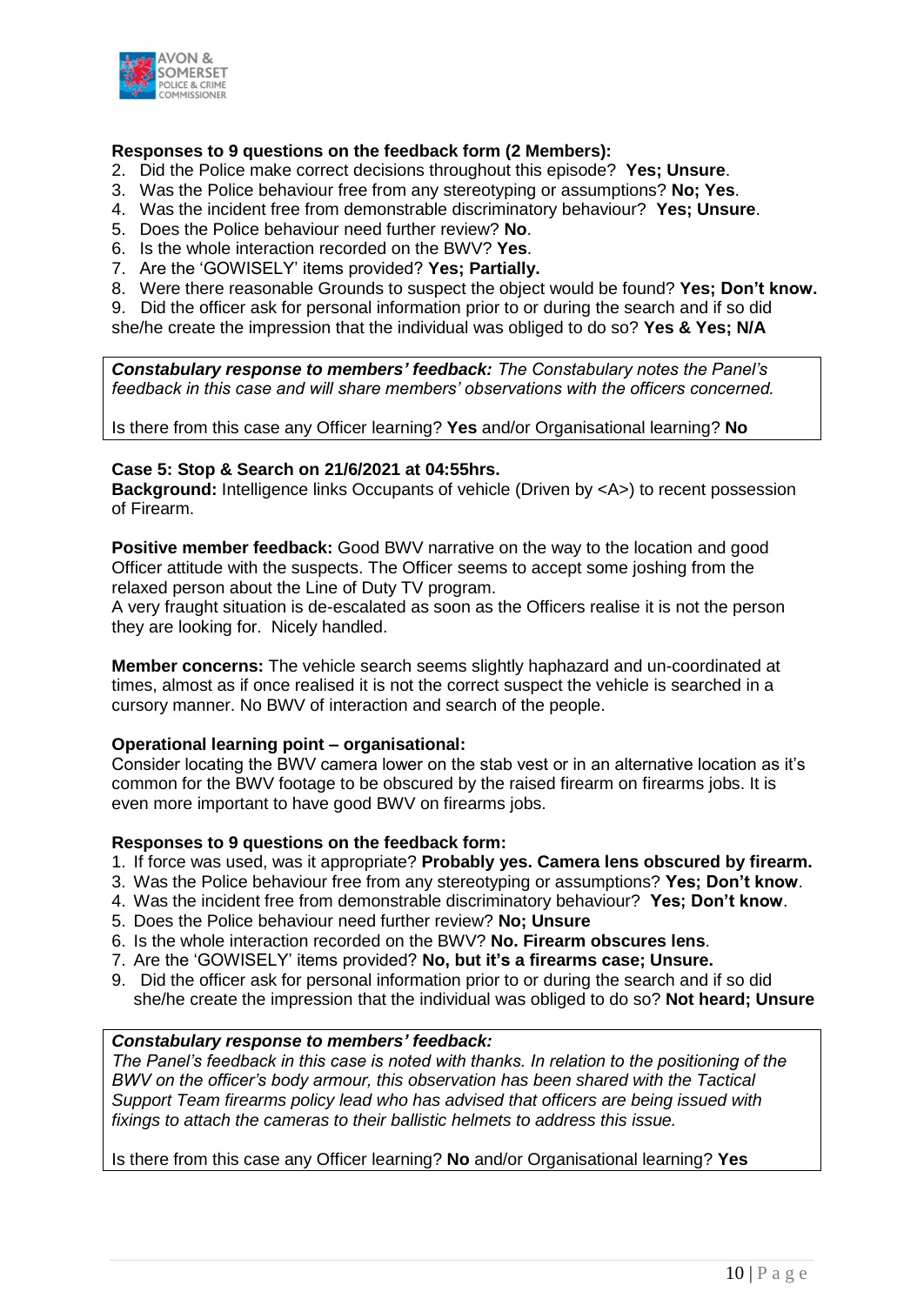**Responses to 9 questions on the feedback form (2 Members):**

2. Did the Police make correct decisions throughout this episode? **Yes; Unsure**.
3. Was the Police behaviour free from any stereotyping or assumptions? **No; Yes**.
4. Was the incident free from demonstrable discriminatory behaviour? **Yes; Unsure**.
5. Does the Police behaviour need further review? **No**.
6. Is the whole interaction recorded on the BWV? **Yes**.
7. Are the 'GOWISELY' items provided? **Yes; Partially.**
8. Were there reasonable Grounds to suspect the object would be found? **Yes; Don't know.**
9. Did the officer ask for personal information prior to or during the search and if so did she/he create the impression that the individual was obliged to do so? **Yes & Yes; N/A**

***Constabulary response to members' feedback:*** *The Constabulary notes the Panel's feedback in this case and will share members' observations with the officers concerned.*

Is there from this case any Officer learning? **Yes** and/or Organisational learning? **No**

**Case 5: Stop & Search on 21/6/2021 at 04:55hrs.**

**Background:** Intelligence links Occupants of vehicle (Driven by <A>) to recent possession of Firearm.

**Positive member feedback:** Good BWV narrative on the way to the location and good Officer attitude with the suspects. The Officer seems to accept some joshing from the relaxed person about the Line of Duty TV program.
A very fraught situation is de-escalated as soon as the Officers realise it is not the person they are looking for. Nicely handled.

**Member concerns:** The vehicle search seems slightly haphazard and un-coordinated at times, almost as if once realised it is not the correct suspect the vehicle is searched in a cursory manner. No BWV of interaction and search of the people.

**Operational learning point – organisational:**
Consider locating the BWV camera lower on the stab vest or in an alternative location as it's common for the BWV footage to be obscured by the raised firearm on firearms jobs. It is even more important to have good BWV on firearms jobs.

**Responses to 9 questions on the feedback form:**

1. If force was used, was it appropriate? **Probably yes. Camera lens obscured by firearm.**
3. Was the Police behaviour free from any stereotyping or assumptions? **Yes; Don't know**.
4. Was the incident free from demonstrable discriminatory behaviour? **Yes; Don't know**.
5. Does the Police behaviour need further review? **No; Unsure**
6. Is the whole interaction recorded on the BWV? **No. Firearm obscures lens**.
7. Are the 'GOWISELY' items provided? **No, but it's a firearms case; Unsure.**
9. Did the officer ask for personal information prior to or during the search and if so did she/he create the impression that the individual was obliged to do so? **Not heard; Unsure**

***Constabulary response to members' feedback:***
*The Panel's feedback in this case is noted with thanks. In relation to the positioning of the BWV on the officer's body armour, this observation has been shared with the Tactical Support Team firearms policy lead who has advised that officers are being issued with fixings to attach the cameras to their ballistic helmets to address this issue.*

Is there from this case any Officer learning? **No** and/or Organisational learning? **Yes**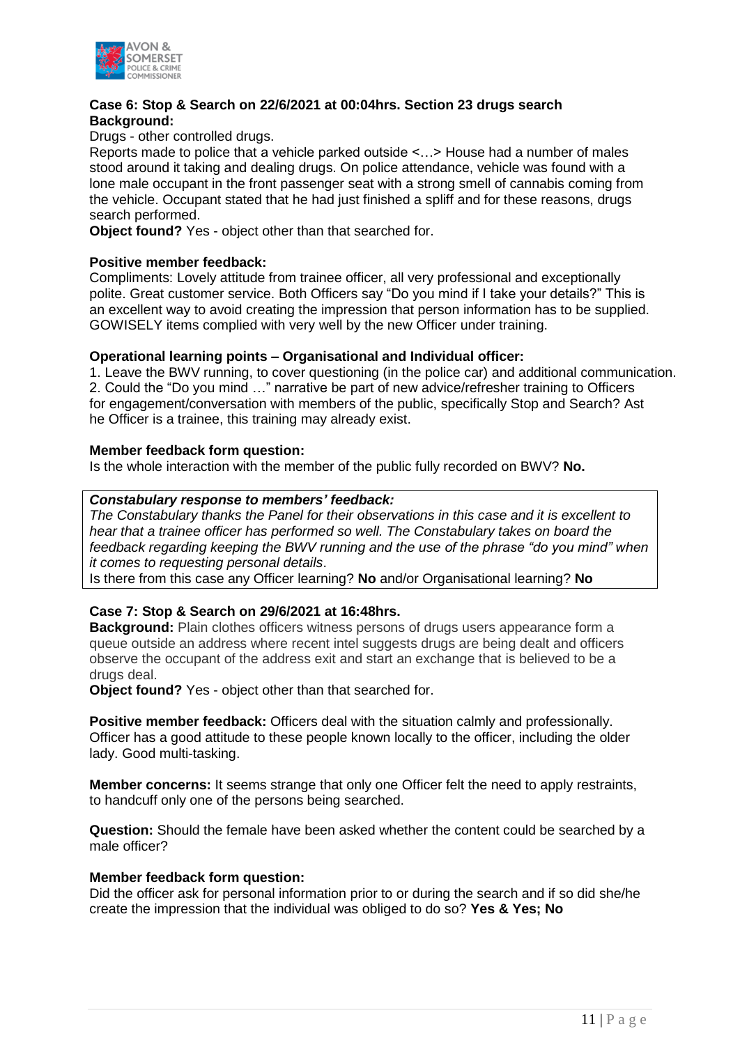**Case 6: Stop & Search on 22/6/2021 at 00:04hrs. Section 23 drugs search**
**Background:**
Drugs - other controlled drugs.
Reports made to police that a vehicle parked outside <…> House had a number of males stood around it taking and dealing drugs. On police attendance, vehicle was found with a lone male occupant in the front passenger seat with a strong smell of cannabis coming from the vehicle. Occupant stated that he had just finished a spliff and for these reasons, drugs search performed.
**Object found?** Yes - object other than that searched for.

**Positive member feedback:**
Compliments: Lovely attitude from trainee officer, all very professional and exceptionally polite. Great customer service. Both Officers say "Do you mind if I take your details?" This is an excellent way to avoid creating the impression that person information has to be supplied. GOWISELY items complied with very well by the new Officer under training.

**Operational learning points – Organisational and Individual officer:**
1. Leave the BWV running, to cover questioning (in the police car) and additional communication.
2. Could the "Do you mind …" narrative be part of new advice/refresher training to Officers for engagement/conversation with members of the public, specifically Stop and Search? Ast he Officer is a trainee, this training may already exist.

**Member feedback form question:**
Is the whole interaction with the member of the public fully recorded on BWV? **No.**

***Constabulary response to members' feedback:***
*The Constabulary thanks the Panel for their observations in this case and it is excellent to hear that a trainee officer has performed so well. The Constabulary takes on board the feedback regarding keeping the BWV running and the use of the phrase "do you mind" when it comes to requesting personal details*.
Is there from this case any Officer learning? **No** and/or Organisational learning? **No**

**Case 7: Stop & Search on 29/6/2021 at 16:48hrs.**
**Background:** Plain clothes officers witness persons of drugs users appearance form a queue outside an address where recent intel suggests drugs are being dealt and officers observe the occupant of the address exit and start an exchange that is believed to be a drugs deal.
**Object found?** Yes - object other than that searched for.

**Positive member feedback:** Officers deal with the situation calmly and professionally. Officer has a good attitude to these people known locally to the officer, including the older lady. Good multi-tasking.

**Member concerns:** It seems strange that only one Officer felt the need to apply restraints, to handcuff only one of the persons being searched.

**Question:** Should the female have been asked whether the content could be searched by a male officer?

**Member feedback form question:**
Did the officer ask for personal information prior to or during the search and if so did she/he create the impression that the individual was obliged to do so? **Yes & Yes; No**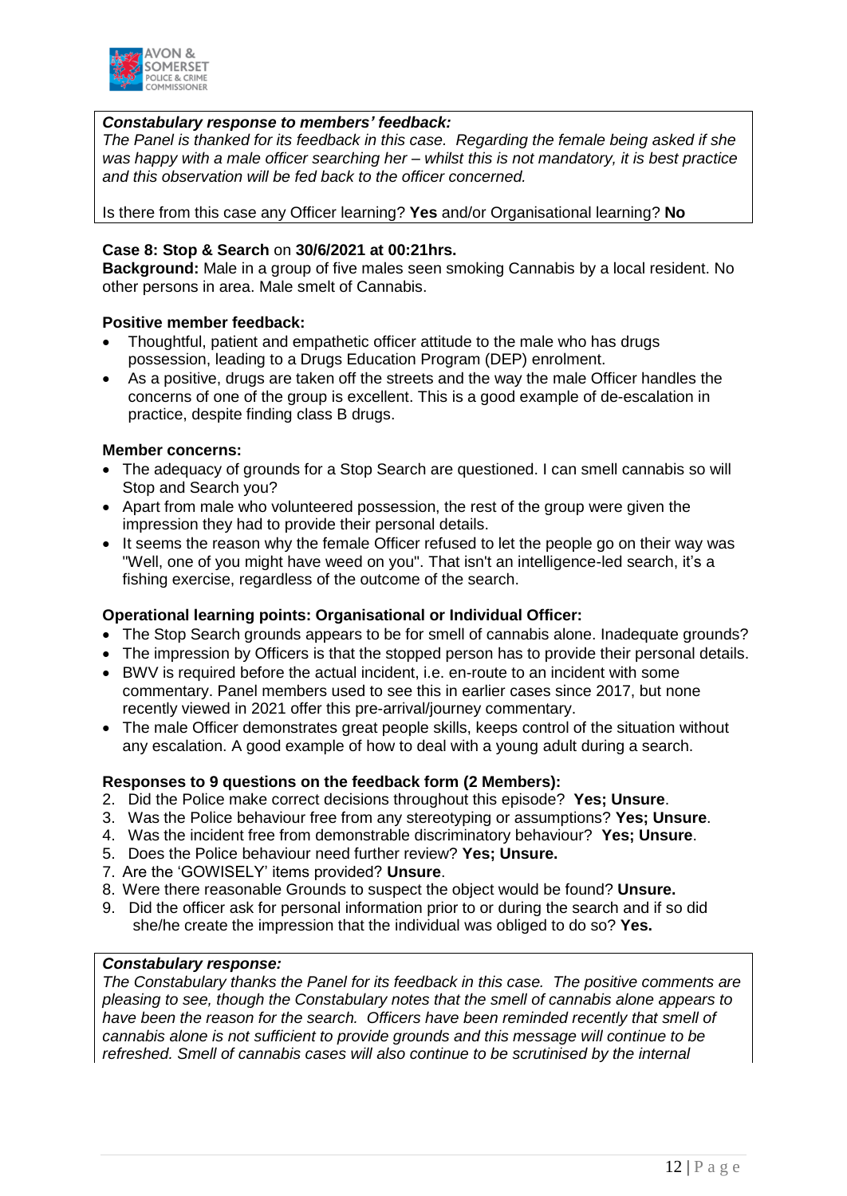***Constabulary response to members' feedback:***
*The Panel is thanked for its feedback in this case. Regarding the female being asked if she was happy with a male officer searching her – whilst this is not mandatory, it is best practice and this observation will be fed back to the officer concerned.*

Is there from this case any Officer learning? **Yes** and/or Organisational learning? **No**

**Case 8: Stop & Search** on **30/6/2021 at 00:21hrs.**
**Background:** Male in a group of five males seen smoking Cannabis by a local resident. No other persons in area. Male smelt of Cannabis.

**Positive member feedback:**

- Thoughtful, patient and empathetic officer attitude to the male who has drugs possession, leading to a Drugs Education Program (DEP) enrolment.
- As a positive, drugs are taken off the streets and the way the male Officer handles the concerns of one of the group is excellent. This is a good example of de-escalation in practice, despite finding class B drugs.

**Member concerns:**

- The adequacy of grounds for a Stop Search are questioned. I can smell cannabis so will Stop and Search you?
- Apart from male who volunteered possession, the rest of the group were given the impression they had to provide their personal details.
- It seems the reason why the female Officer refused to let the people go on their way was "Well, one of you might have weed on you". That isn't an intelligence-led search, it's a fishing exercise, regardless of the outcome of the search.

**Operational learning points: Organisational or Individual Officer:**

- The Stop Search grounds appears to be for smell of cannabis alone. Inadequate grounds?
- The impression by Officers is that the stopped person has to provide their personal details.
- BWV is required before the actual incident, i.e. en-route to an incident with some commentary. Panel members used to see this in earlier cases since 2017, but none recently viewed in 2021 offer this pre-arrival/journey commentary.
- The male Officer demonstrates great people skills, keeps control of the situation without any escalation. A good example of how to deal with a young adult during a search.

**Responses to 9 questions on the feedback form (2 Members):**

2. Did the Police make correct decisions throughout this episode? **Yes; Unsure**.
3. Was the Police behaviour free from any stereotyping or assumptions? **Yes; Unsure**.
4. Was the incident free from demonstrable discriminatory behaviour? **Yes; Unsure**.
5. Does the Police behaviour need further review? **Yes; Unsure.**
7. Are the 'GOWISELY' items provided? **Unsure**.
8. Were there reasonable Grounds to suspect the object would be found? **Unsure.**
9. Did the officer ask for personal information prior to or during the search and if so did she/he create the impression that the individual was obliged to do so? **Yes.**

***Constabulary response:***
*The Constabulary thanks the Panel for its feedback in this case. The positive comments are pleasing to see, though the Constabulary notes that the smell of cannabis alone appears to have been the reason for the search. Officers have been reminded recently that smell of cannabis alone is not sufficient to provide grounds and this message will continue to be refreshed. Smell of cannabis cases will also continue to be scrutinised by the internal*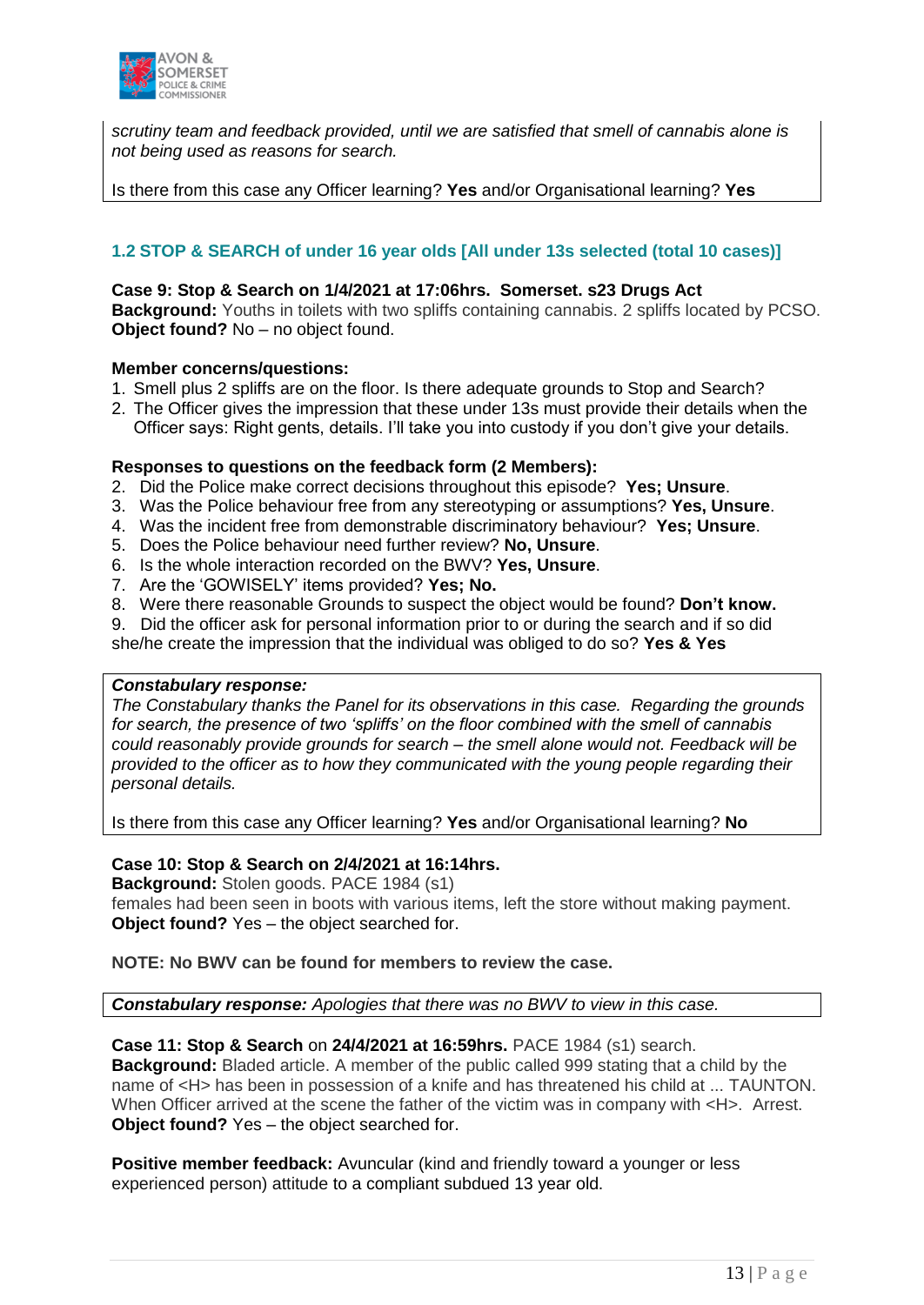*scrutiny team and feedback provided, until we are satisfied that smell of cannabis alone is not being used as reasons for search.*

Is there from this case any Officer learning? **Yes** and/or Organisational learning? **Yes**

### 1.2 STOP & SEARCH of under 16 year olds [All under 13s selected (total 10 cases)]

**Case 9: Stop & Search on 1/4/2021 at 17:06hrs. Somerset. s23 Drugs Act**
**Background:** Youths in toilets with two spliffs containing cannabis. 2 spliffs located by PCSO.
**Object found?** No – no object found.

**Member concerns/questions:**

1. Smell plus 2 spliffs are on the floor. Is there adequate grounds to Stop and Search?
2. The Officer gives the impression that these under 13s must provide their details when the Officer says: Right gents, details. I'll take you into custody if you don't give your details.

**Responses to questions on the feedback form (2 Members):**

2. Did the Police make correct decisions throughout this episode? **Yes; Unsure**.
3. Was the Police behaviour free from any stereotyping or assumptions? **Yes, Unsure**.
4. Was the incident free from demonstrable discriminatory behaviour? **Yes; Unsure**.
5. Does the Police behaviour need further review? **No, Unsure**.
6. Is the whole interaction recorded on the BWV? **Yes, Unsure**.
7. Are the 'GOWISELY' items provided? **Yes; No.**
8. Were there reasonable Grounds to suspect the object would be found? **Don't know.**
9. Did the officer ask for personal information prior to or during the search and if so did she/he create the impression that the individual was obliged to do so? **Yes & Yes**

***Constabulary response:***
*The Constabulary thanks the Panel for its observations in this case. Regarding the grounds for search, the presence of two 'spliffs' on the floor combined with the smell of cannabis could reasonably provide grounds for search – the smell alone would not. Feedback will be provided to the officer as to how they communicated with the young people regarding their personal details.*

Is there from this case any Officer learning? **Yes** and/or Organisational learning? **No**

**Case 10: Stop & Search on 2/4/2021 at 16:14hrs.**
**Background:** Stolen goods. PACE 1984 (s1)
females had been seen in boots with various items, left the store without making payment.
**Object found?** Yes – the object searched for.

**NOTE: No BWV can be found for members to review the case.**

***Constabulary response:*** *Apologies that there was no BWV to view in this case.*

**Case 11: Stop & Search** on **24/4/2021 at 16:59hrs.** PACE 1984 (s1) search.
**Background:** Bladed article. A member of the public called 999 stating that a child by the name of <H> has been in possession of a knife and has threatened his child at ... TAUNTON. When Officer arrived at the scene the father of the victim was in company with <H>. Arrest.
**Object found?** Yes – the object searched for.

**Positive member feedback:** Avuncular (kind and friendly toward a younger or less experienced person) attitude to a compliant subdued 13 year old.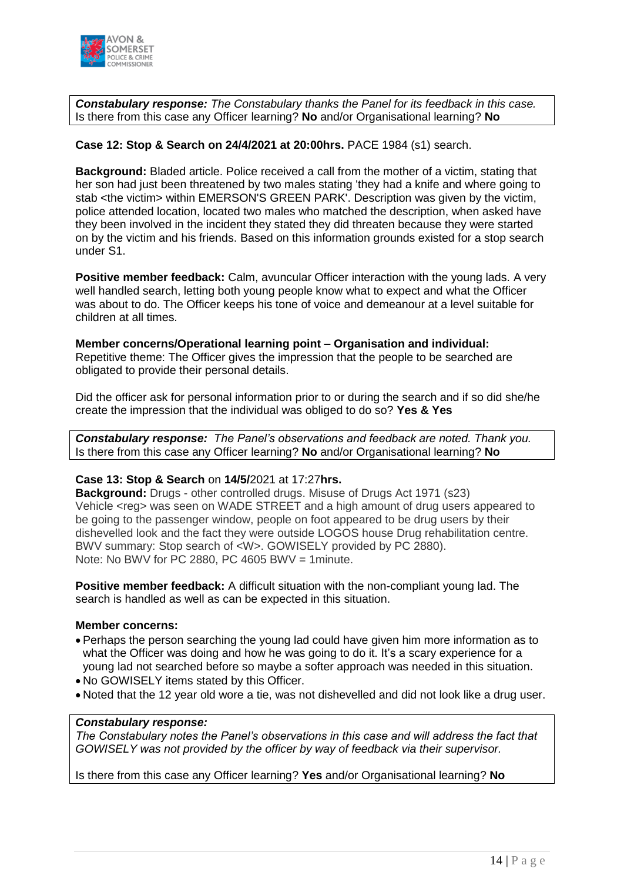***Constabulary response:*** *The Constabulary thanks the Panel for its feedback in this case.*
Is there from this case any Officer learning? **No** and/or Organisational learning? **No**

**Case 12: Stop & Search on 24/4/2021 at 20:00hrs.** PACE 1984 (s1) search.

**Background:** Bladed article. Police received a call from the mother of a victim, stating that her son had just been threatened by two males stating 'they had a knife and where going to stab <the victim> within EMERSON'S GREEN PARK'. Description was given by the victim, police attended location, located two males who matched the description, when asked have they been involved in the incident they stated they did threaten because they were started on by the victim and his friends. Based on this information grounds existed for a stop search under S1.

**Positive member feedback:** Calm, avuncular Officer interaction with the young lads. A very well handled search, letting both young people know what to expect and what the Officer was about to do. The Officer keeps his tone of voice and demeanour at a level suitable for children at all times.

**Member concerns/Operational learning point – Organisation and individual:**
Repetitive theme: The Officer gives the impression that the people to be searched are obligated to provide their personal details.

Did the officer ask for personal information prior to or during the search and if so did she/he create the impression that the individual was obliged to do so? **Yes & Yes**

***Constabulary response:*** *The Panel's observations and feedback are noted. Thank you.*
Is there from this case any Officer learning? **No** and/or Organisational learning? **No**

**Case 13: Stop & Search** on **14/5/**2021 at 17:27**hrs.**
**Background:** Drugs - other controlled drugs. Misuse of Drugs Act 1971 (s23)
Vehicle <reg> was seen on WADE STREET and a high amount of drug users appeared to be going to the passenger window, people on foot appeared to be drug users by their dishevelled look and the fact they were outside LOGOS house Drug rehabilitation centre.
BWV summary: Stop search of <W>. GOWISELY provided by PC 2880).
Note: No BWV for PC 2880, PC 4605 BWV = 1minute.

**Positive member feedback:** A difficult situation with the non-compliant young lad. The search is handled as well as can be expected in this situation.

**Member concerns:**

- Perhaps the person searching the young lad could have given him more information as to what the Officer was doing and how he was going to do it. It's a scary experience for a young lad not searched before so maybe a softer approach was needed in this situation.
- No GOWISELY items stated by this Officer.
- Noted that the 12 year old wore a tie, was not dishevelled and did not look like a drug user.

***Constabulary response:***
*The Constabulary notes the Panel's observations in this case and will address the fact that GOWISELY was not provided by the officer by way of feedback via their supervisor.*

Is there from this case any Officer learning? **Yes** and/or Organisational learning? **No**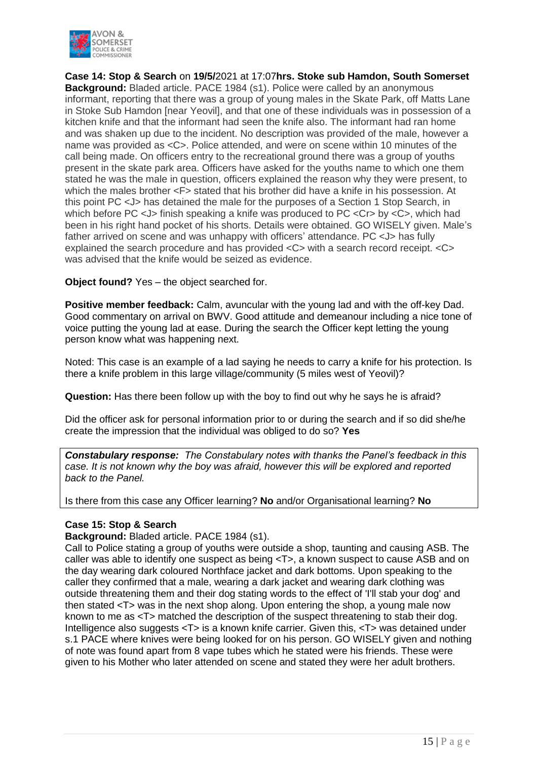**Case 14: Stop & Search** on **19/5/**2021 at 17:07**hrs. Stoke sub Hamdon, South Somerset**
**Background:** Bladed article. PACE 1984 (s1). Police were called by an anonymous informant, reporting that there was a group of young males in the Skate Park, off Matts Lane in Stoke Sub Hamdon [near Yeovil], and that one of these individuals was in possession of a kitchen knife and that the informant had seen the knife also. The informant had ran home and was shaken up due to the incident. No description was provided of the male, however a name was provided as <C>. Police attended, and were on scene within 10 minutes of the call being made. On officers entry to the recreational ground there was a group of youths present in the skate park area. Officers have asked for the youths name to which one them stated he was the male in question, officers explained the reason why they were present, to which the males brother <F> stated that his brother did have a knife in his possession. At this point PC <J> has detained the male for the purposes of a Section 1 Stop Search, in which before PC <J> finish speaking a knife was produced to PC <Cr> by <C>, which had been in his right hand pocket of his shorts. Details were obtained. GO WISELY given. Male's father arrived on scene and was unhappy with officers' attendance. PC <J> has fully explained the search procedure and has provided <C> with a search record receipt. <C> was advised that the knife would be seized as evidence.

**Object found?** Yes – the object searched for.

**Positive member feedback:** Calm, avuncular with the young lad and with the off-key Dad. Good commentary on arrival on BWV. Good attitude and demeanour including a nice tone of voice putting the young lad at ease. During the search the Officer kept letting the young person know what was happening next.

Noted: This case is an example of a lad saying he needs to carry a knife for his protection. Is there a knife problem in this large village/community (5 miles west of Yeovil)?

**Question:** Has there been follow up with the boy to find out why he says he is afraid?

Did the officer ask for personal information prior to or during the search and if so did she/he create the impression that the individual was obliged to do so? **Yes**

***Constabulary response:*** *The Constabulary notes with thanks the Panel's feedback in this case. It is not known why the boy was afraid, however this will be explored and reported back to the Panel.*

Is there from this case any Officer learning? **No** and/or Organisational learning? **No**

**Case 15: Stop & Search**
**Background:** Bladed article. PACE 1984 (s1).
Call to Police stating a group of youths were outside a shop, taunting and causing ASB. The caller was able to identify one suspect as being <T>, a known suspect to cause ASB and on the day wearing dark coloured Northface jacket and dark bottoms. Upon speaking to the caller they confirmed that a male, wearing a dark jacket and wearing dark clothing was outside threatening them and their dog stating words to the effect of 'I'll stab your dog' and then stated <T> was in the next shop along. Upon entering the shop, a young male now known to me as <T> matched the description of the suspect threatening to stab their dog. Intelligence also suggests <T> is a known knife carrier. Given this, <T> was detained under s.1 PACE where knives were being looked for on his person. GO WISELY given and nothing of note was found apart from 8 vape tubes which he stated were his friends. These were given to his Mother who later attended on scene and stated they were her adult brothers.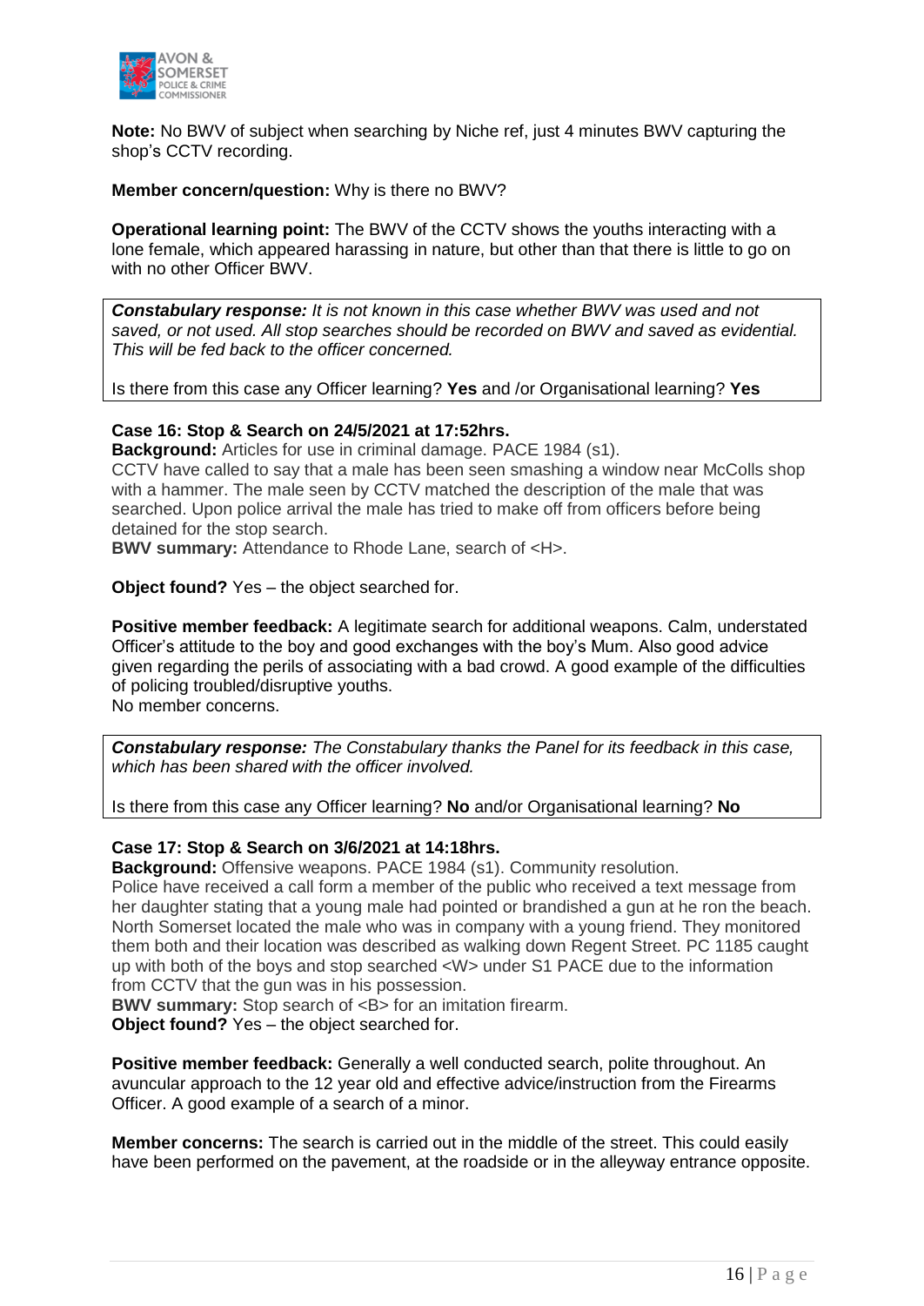**Note:** No BWV of subject when searching by Niche ref, just 4 minutes BWV capturing the shop's CCTV recording.

**Member concern/question:** Why is there no BWV?

**Operational learning point:** The BWV of the CCTV shows the youths interacting with a lone female, which appeared harassing in nature, but other than that there is little to go on with no other Officer BWV.

> ***Constabulary response:*** *It is not known in this case whether BWV was used and not saved, or not used. All stop searches should be recorded on BWV and saved as evidential. This will be fed back to the officer concerned.*
>
> Is there from this case any Officer learning? **Yes** and /or Organisational learning? **Yes**

**Case 16: Stop & Search on 24/5/2021 at 17:52hrs.**

**Background:** Articles for use in criminal damage. PACE 1984 (s1).
CCTV have called to say that a male has been seen smashing a window near McColls shop with a hammer. The male seen by CCTV matched the description of the male that was searched. Upon police arrival the male has tried to make off from officers before being detained for the stop search.

**BWV summary:** Attendance to Rhode Lane, search of <H>.

**Object found?** Yes – the object searched for.

**Positive member feedback:** A legitimate search for additional weapons. Calm, understated Officer's attitude to the boy and good exchanges with the boy's Mum. Also good advice given regarding the perils of associating with a bad crowd. A good example of the difficulties of policing troubled/disruptive youths.
No member concerns.

> ***Constabulary response:*** *The Constabulary thanks the Panel for its feedback in this case, which has been shared with the officer involved.*
>
> Is there from this case any Officer learning? **No** and/or Organisational learning? **No**

**Case 17: Stop & Search on 3/6/2021 at 14:18hrs.**

**Background:** Offensive weapons. PACE 1984 (s1). Community resolution.
Police have received a call form a member of the public who received a text message from her daughter stating that a young male had pointed or brandished a gun at he ron the beach. North Somerset located the male who was in company with a young friend. They monitored them both and their location was described as walking down Regent Street. PC 1185 caught up with both of the boys and stop searched <W> under S1 PACE due to the information from CCTV that the gun was in his possession.

**BWV summary:** Stop search of <B> for an imitation firearm.

**Object found?** Yes – the object searched for.

**Positive member feedback:** Generally a well conducted search, polite throughout. An avuncular approach to the 12 year old and effective advice/instruction from the Firearms Officer. A good example of a search of a minor.

**Member concerns:** The search is carried out in the middle of the street. This could easily have been performed on the pavement, at the roadside or in the alleyway entrance opposite.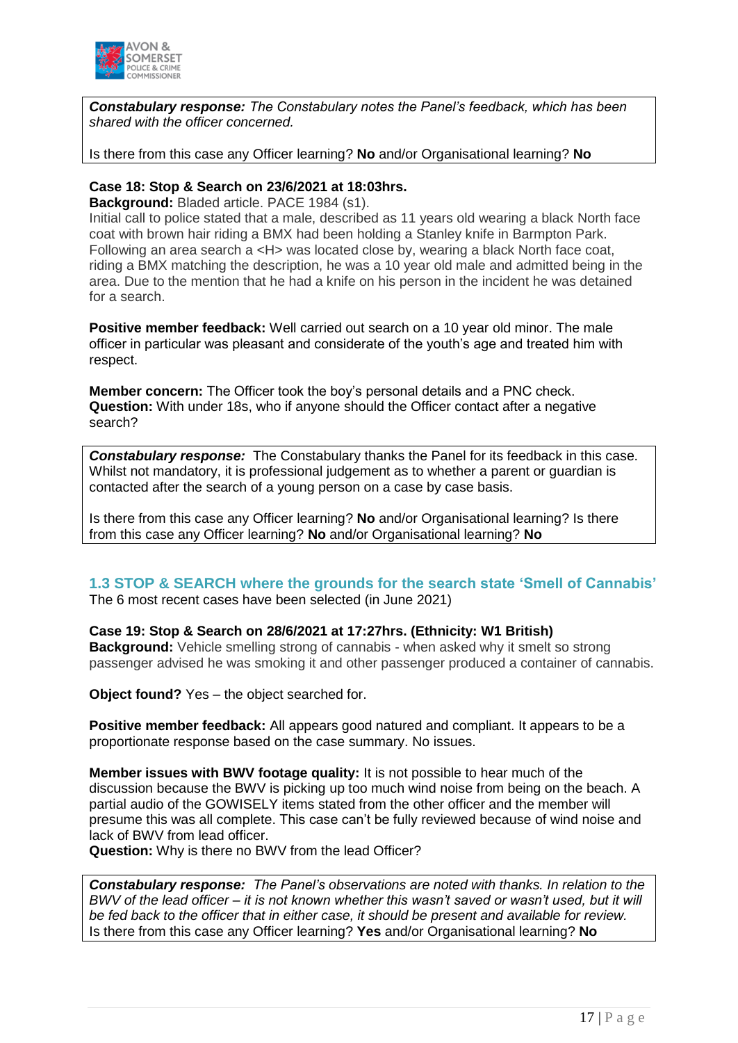***Constabulary response:*** *The Constabulary notes the Panel's feedback, which has been shared with the officer concerned.*

Is there from this case any Officer learning? **No** and/or Organisational learning? **No**

**Case 18: Stop & Search on 23/6/2021 at 18:03hrs.**
**Background:** Bladed article. PACE 1984 (s1).
Initial call to police stated that a male, described as 11 years old wearing a black North face coat with brown hair riding a BMX had been holding a Stanley knife in Barmpton Park. Following an area search a <H> was located close by, wearing a black North face coat, riding a BMX matching the description, he was a 10 year old male and admitted being in the area. Due to the mention that he had a knife on his person in the incident he was detained for a search.

**Positive member feedback:** Well carried out search on a 10 year old minor. The male officer in particular was pleasant and considerate of the youth's age and treated him with respect.

**Member concern:** The Officer took the boy's personal details and a PNC check.
**Question:** With under 18s, who if anyone should the Officer contact after a negative search?

***Constabulary response:*** The Constabulary thanks the Panel for its feedback in this case. Whilst not mandatory, it is professional judgement as to whether a parent or guardian is contacted after the search of a young person on a case by case basis.

Is there from this case any Officer learning? **No** and/or Organisational learning? Is there from this case any Officer learning? **No** and/or Organisational learning? **No**

## 1.3 STOP & SEARCH where the grounds for the search state 'Smell of Cannabis'

The 6 most recent cases have been selected (in June 2021)

**Case 19: Stop & Search on 28/6/2021 at 17:27hrs. (Ethnicity: W1 British)**
**Background:** Vehicle smelling strong of cannabis - when asked why it smelt so strong passenger advised he was smoking it and other passenger produced a container of cannabis.

**Object found?** Yes – the object searched for.

**Positive member feedback:** All appears good natured and compliant. It appears to be a proportionate response based on the case summary. No issues.

**Member issues with BWV footage quality:** It is not possible to hear much of the discussion because the BWV is picking up too much wind noise from being on the beach. A partial audio of the GOWISELY items stated from the other officer and the member will presume this was all complete. This case can't be fully reviewed because of wind noise and lack of BWV from lead officer.
**Question:** Why is there no BWV from the lead Officer?

***Constabulary response:*** *The Panel's observations are noted with thanks. In relation to the BWV of the lead officer – it is not known whether this wasn't saved or wasn't used, but it will be fed back to the officer that in either case, it should be present and available for review.*
Is there from this case any Officer learning? **Yes** and/or Organisational learning? **No**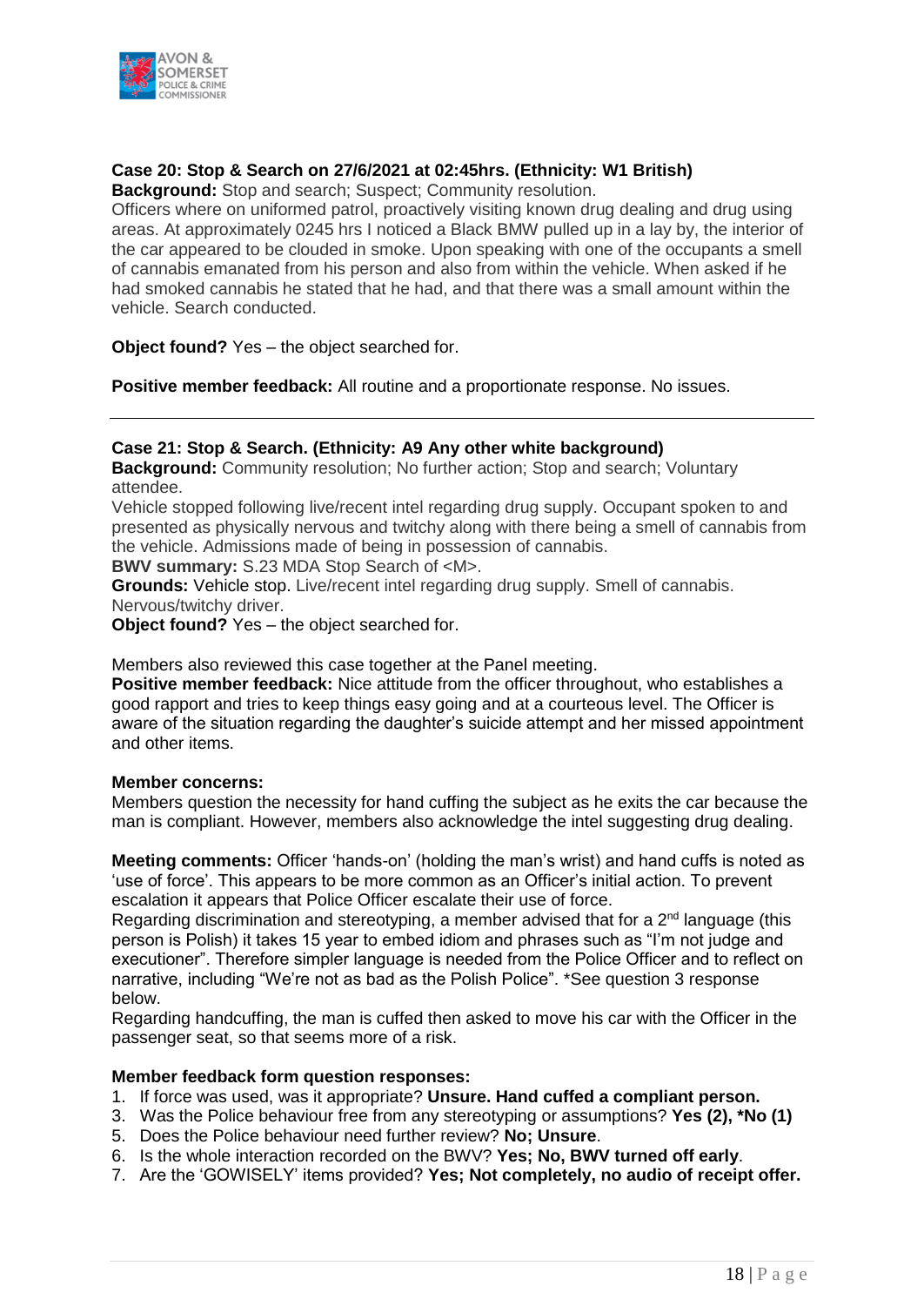**Case 20: Stop & Search on 27/6/2021 at 02:45hrs. (Ethnicity: W1 British)**

**Background:** Stop and search; Suspect; Community resolution.

Officers where on uniformed patrol, proactively visiting known drug dealing and drug using areas. At approximately 0245 hrs I noticed a Black BMW pulled up in a lay by, the interior of the car appeared to be clouded in smoke. Upon speaking with one of the occupants a smell of cannabis emanated from his person and also from within the vehicle. When asked if he had smoked cannabis he stated that he had, and that there was a small amount within the vehicle. Search conducted.

**Object found?** Yes – the object searched for.

**Positive member feedback:** All routine and a proportionate response. No issues.

---

**Case 21: Stop & Search. (Ethnicity: A9 Any other white background)**

**Background:** Community resolution; No further action; Stop and search; Voluntary attendee.

Vehicle stopped following live/recent intel regarding drug supply. Occupant spoken to and presented as physically nervous and twitchy along with there being a smell of cannabis from the vehicle. Admissions made of being in possession of cannabis.

**BWV summary:** S.23 MDA Stop Search of <M>.

**Grounds:** Vehicle stop. Live/recent intel regarding drug supply. Smell of cannabis. Nervous/twitchy driver.

**Object found?** Yes – the object searched for.

Members also reviewed this case together at the Panel meeting.

**Positive member feedback:** Nice attitude from the officer throughout, who establishes a good rapport and tries to keep things easy going and at a courteous level. The Officer is aware of the situation regarding the daughter's suicide attempt and her missed appointment and other items.

**Member concerns:**

Members question the necessity for hand cuffing the subject as he exits the car because the man is compliant. However, members also acknowledge the intel suggesting drug dealing.

**Meeting comments:** Officer 'hands-on' (holding the man's wrist) and hand cuffs is noted as 'use of force'. This appears to be more common as an Officer's initial action. To prevent escalation it appears that Police Officer escalate their use of force.

Regarding discrimination and stereotyping, a member advised that for a 2nd language (this person is Polish) it takes 15 year to embed idiom and phrases such as "I'm not judge and executioner". Therefore simpler language is needed from the Police Officer and to reflect on narrative, including "We're not as bad as the Polish Police". *See question 3 response below.

Regarding handcuffing, the man is cuffed then asked to move his car with the Officer in the passenger seat, so that seems more of a risk.

**Member feedback form question responses:**

1. If force was used, was it appropriate? **Unsure. Hand cuffed a compliant person.**
3. Was the Police behaviour free from any stereotyping or assumptions? **Yes (2), *No (1)**
5. Does the Police behaviour need further review? **No; Unsure**.
6. Is the whole interaction recorded on the BWV? **Yes; No, BWV turned off early**.
7. Are the 'GOWISELY' items provided? **Yes; Not completely, no audio of receipt offer.**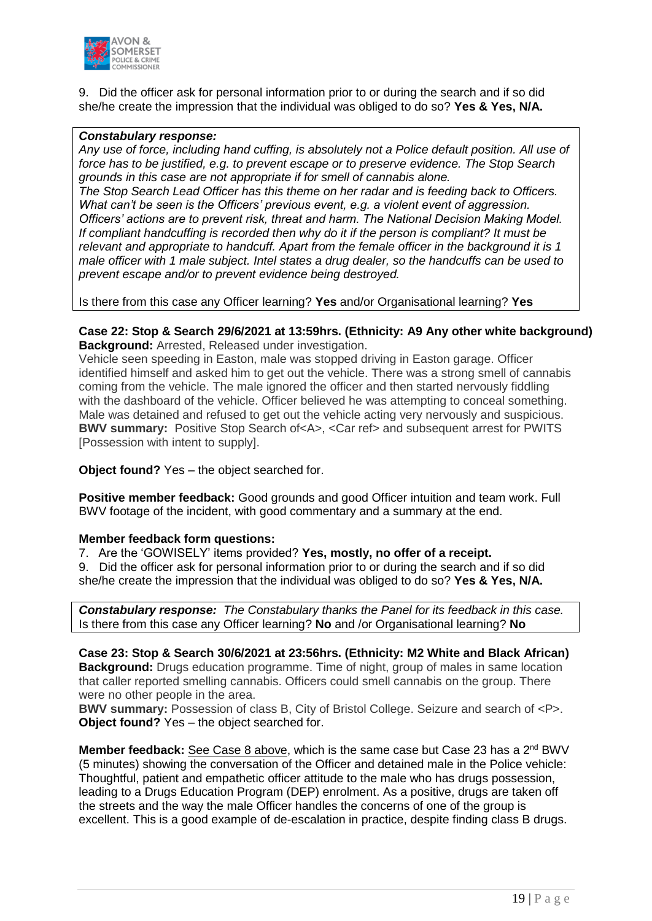9. Did the officer ask for personal information prior to or during the search and if so did she/he create the impression that the individual was obliged to do so? **Yes & Yes, N/A.**

***Constabulary response:***
*Any use of force, including hand cuffing, is absolutely not a Police default position. All use of force has to be justified, e.g. to prevent escape or to preserve evidence. The Stop Search grounds in this case are not appropriate if for smell of cannabis alone.*
*The Stop Search Lead Officer has this theme on her radar and is feeding back to Officers. What can't be seen is the Officers' previous event, e.g. a violent event of aggression. Officers' actions are to prevent risk, threat and harm. The National Decision Making Model. If compliant handcuffing is recorded then why do it if the person is compliant? It must be relevant and appropriate to handcuff. Apart from the female officer in the background it is 1 male officer with 1 male subject. Intel states a drug dealer, so the handcuffs can be used to prevent escape and/or to prevent evidence being destroyed.*

Is there from this case any Officer learning? **Yes** and/or Organisational learning? **Yes**

**Case 22: Stop & Search 29/6/2021 at 13:59hrs. (Ethnicity: A9 Any other white background)**
**Background:** Arrested, Released under investigation.
Vehicle seen speeding in Easton, male was stopped driving in Easton garage. Officer identified himself and asked him to get out the vehicle. There was a strong smell of cannabis coming from the vehicle. The male ignored the officer and then started nervously fiddling with the dashboard of the vehicle. Officer believed he was attempting to conceal something. Male was detained and refused to get out the vehicle acting very nervously and suspicious.
**BWV summary:** Positive Stop Search of<A>, <Car ref> and subsequent arrest for PWITS [Possession with intent to supply].

**Object found?** Yes – the object searched for.

**Positive member feedback:** Good grounds and good Officer intuition and team work. Full BWV footage of the incident, with good commentary and a summary at the end.

**Member feedback form questions:**
7. Are the 'GOWISELY' items provided? **Yes, mostly, no offer of a receipt.**
9. Did the officer ask for personal information prior to or during the search and if so did she/he create the impression that the individual was obliged to do so? **Yes & Yes, N/A.**

***Constabulary response:*** *The Constabulary thanks the Panel for its feedback in this case.*
Is there from this case any Officer learning? **No** and /or Organisational learning? **No**

**Case 23: Stop & Search 30/6/2021 at 23:56hrs. (Ethnicity: M2 White and Black African)**
**Background:** Drugs education programme. Time of night, group of males in same location that caller reported smelling cannabis. Officers could smell cannabis on the group. There were no other people in the area.
**BWV summary:** Possession of class B, City of Bristol College. Seizure and search of <P>.
**Object found?** Yes – the object searched for.

**Member feedback:** See Case 8 above, which is the same case but Case 23 has a 2nd BWV (5 minutes) showing the conversation of the Officer and detained male in the Police vehicle: Thoughtful, patient and empathetic officer attitude to the male who has drugs possession, leading to a Drugs Education Program (DEP) enrolment. As a positive, drugs are taken off the streets and the way the male Officer handles the concerns of one of the group is excellent. This is a good example of de-escalation in practice, despite finding class B drugs.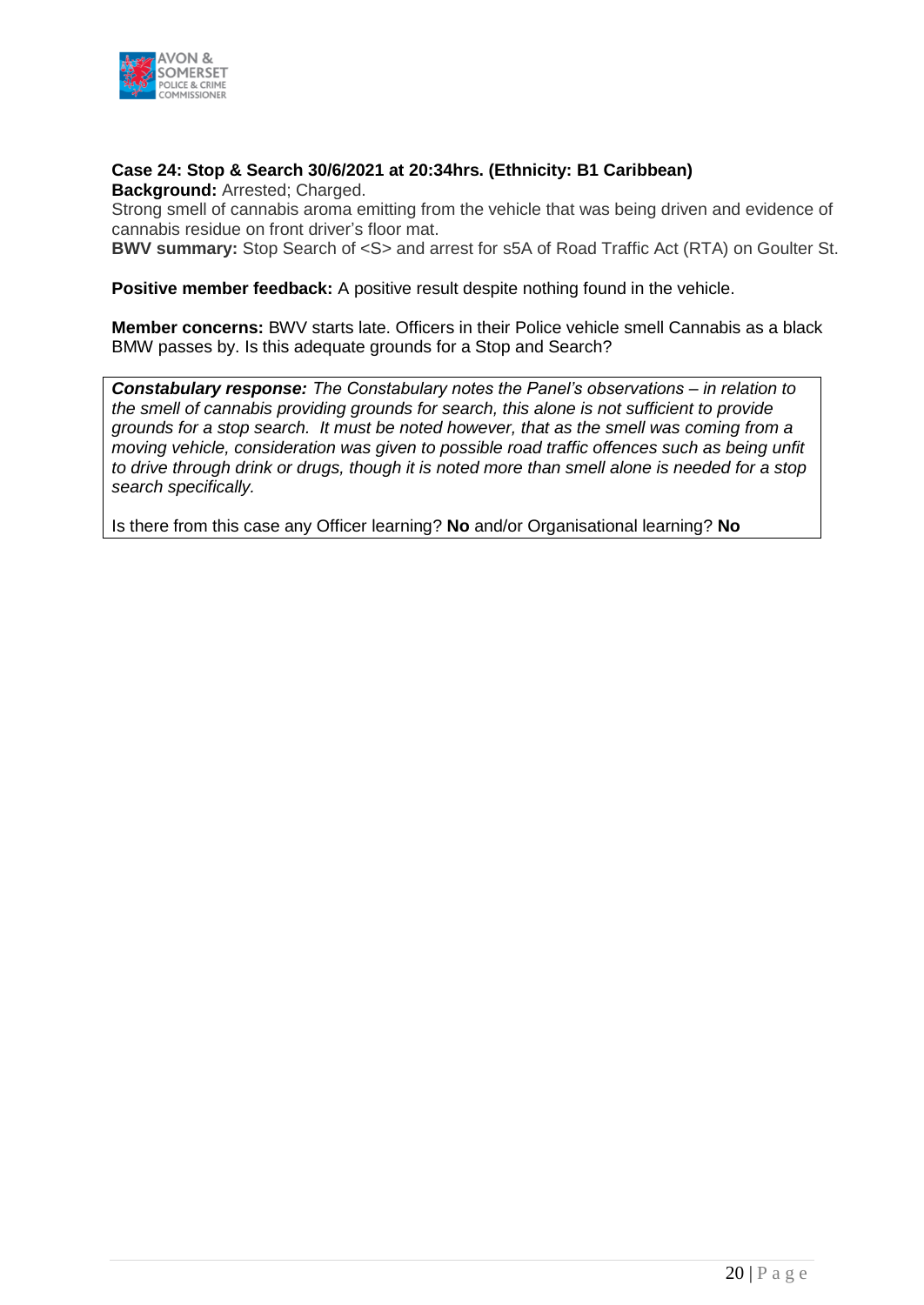**Case 24: Stop & Search 30/6/2021 at 20:34hrs. (Ethnicity: B1 Caribbean)**

**Background:** Arrested; Charged.

Strong smell of cannabis aroma emitting from the vehicle that was being driven and evidence of cannabis residue on front driver's floor mat.

**BWV summary:** Stop Search of <S> and arrest for s5A of Road Traffic Act (RTA) on Goulter St.

**Positive member feedback:** A positive result despite nothing found in the vehicle.

**Member concerns:** BWV starts late. Officers in their Police vehicle smell Cannabis as a black BMW passes by. Is this adequate grounds for a Stop and Search?

***Constabulary response:*** *The Constabulary notes the Panel's observations – in relation to the smell of cannabis providing grounds for search, this alone is not sufficient to provide grounds for a stop search. It must be noted however, that as the smell was coming from a moving vehicle, consideration was given to possible road traffic offences such as being unfit to drive through drink or drugs, though it is noted more than smell alone is needed for a stop search specifically.*

Is there from this case any Officer learning? **No** and/or Organisational learning? **No**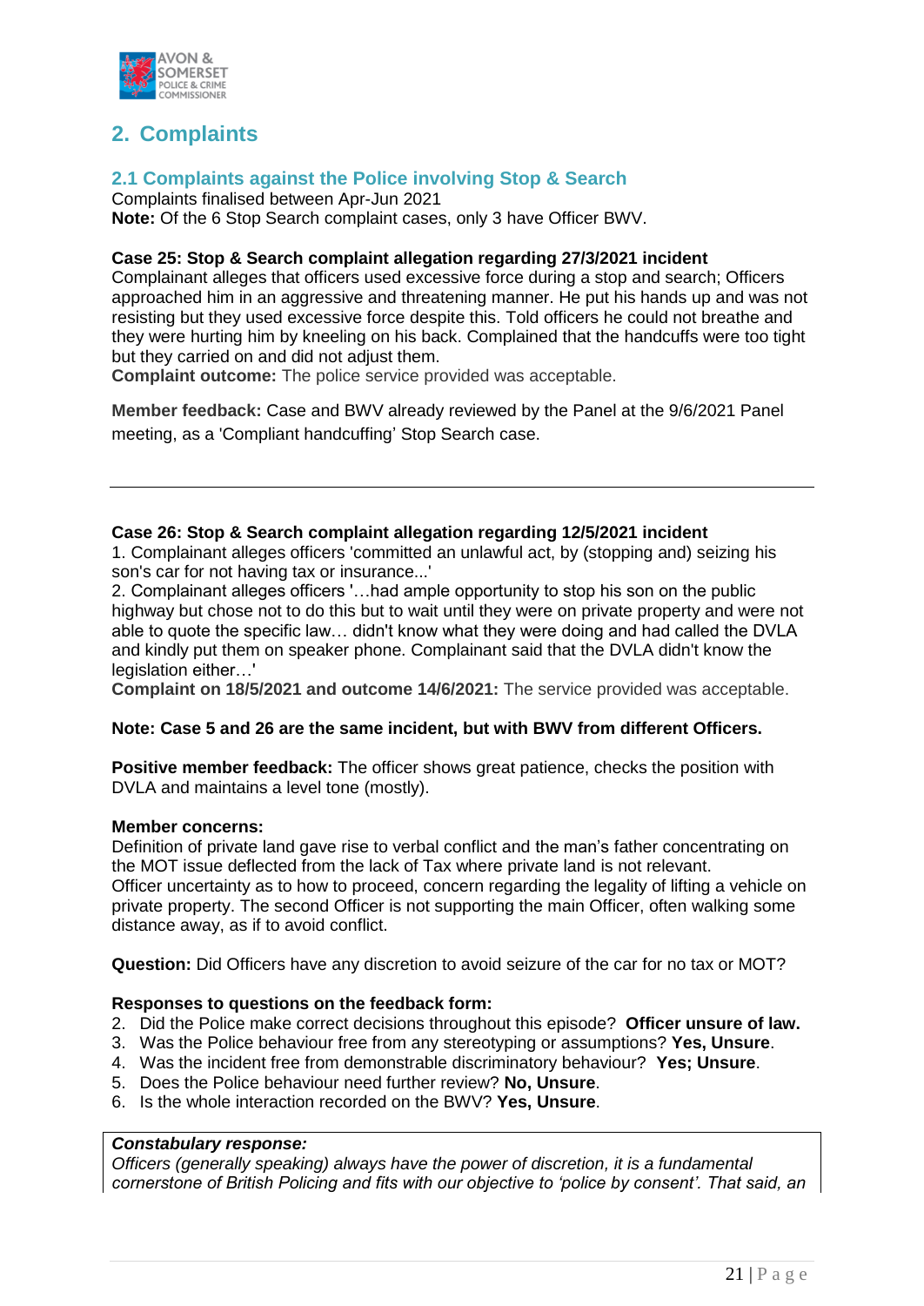## 2. Complaints

### 2.1 Complaints against the Police involving Stop & Search

Complaints finalised between Apr-Jun 2021

**Note:** Of the 6 Stop Search complaint cases, only 3 have Officer BWV.

**Case 25: Stop & Search complaint allegation regarding 27/3/2021 incident**

Complainant alleges that officers used excessive force during a stop and search; Officers approached him in an aggressive and threatening manner. He put his hands up and was not resisting but they used excessive force despite this. Told officers he could not breathe and they were hurting him by kneeling on his back. Complained that the handcuffs were too tight but they carried on and did not adjust them.

**Complaint outcome:** The police service provided was acceptable.

**Member feedback:** Case and BWV already reviewed by the Panel at the 9/6/2021 Panel meeting, as a 'Compliant handcuffing' Stop Search case.

---

**Case 26: Stop & Search complaint allegation regarding 12/5/2021 incident**

1. Complainant alleges officers 'committed an unlawful act, by (stopping and) seizing his son's car for not having tax or insurance...'
2. Complainant alleges officers '…had ample opportunity to stop his son on the public highway but chose not to do this but to wait until they were on private property and were not able to quote the specific law… didn't know what they were doing and had called the DVLA and kindly put them on speaker phone. Complainant said that the DVLA didn't know the legislation either…'

**Complaint on 18/5/2021 and outcome 14/6/2021:** The service provided was acceptable.

**Note: Case 5 and 26 are the same incident, but with BWV from different Officers.**

**Positive member feedback:** The officer shows great patience, checks the position with DVLA and maintains a level tone (mostly).

**Member concerns:**

Definition of private land gave rise to verbal conflict and the man's father concentrating on the MOT issue deflected from the lack of Tax where private land is not relevant.

Officer uncertainty as to how to proceed, concern regarding the legality of lifting a vehicle on private property. The second Officer is not supporting the main Officer, often walking some distance away, as if to avoid conflict.

**Question:** Did Officers have any discretion to avoid seizure of the car for no tax or MOT?

**Responses to questions on the feedback form:**

2. Did the Police make correct decisions throughout this episode? **Officer unsure of law.**
3. Was the Police behaviour free from any stereotyping or assumptions? **Yes, Unsure**.
4. Was the incident free from demonstrable discriminatory behaviour? **Yes; Unsure**.
5. Does the Police behaviour need further review? **No, Unsure**.
6. Is the whole interaction recorded on the BWV? **Yes, Unsure**.

***Constabulary response:***

*Officers (generally speaking) always have the power of discretion, it is a fundamental cornerstone of British Policing and fits with our objective to 'police by consent'. That said, an*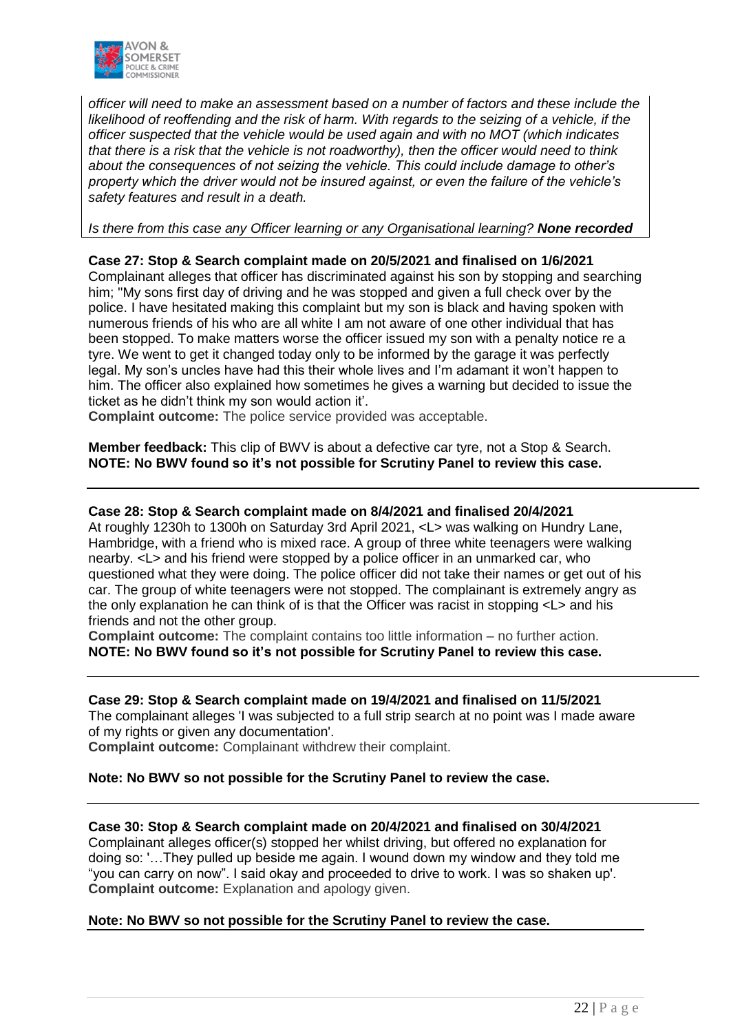*officer will need to make an assessment based on a number of factors and these include the likelihood of reoffending and the risk of harm. With regards to the seizing of a vehicle, if the officer suspected that the vehicle would be used again and with no MOT (which indicates that there is a risk that the vehicle is not roadworthy), then the officer would need to think about the consequences of not seizing the vehicle. This could include damage to other's property which the driver would not be insured against, or even the failure of the vehicle's safety features and result in a death.*

*Is there from this case any Officer learning or any Organisational learning?* ***None recorded***

**Case 27: Stop & Search complaint made on 20/5/2021 and finalised on 1/6/2021**
Complainant alleges that officer has discriminated against his son by stopping and searching him; "My sons first day of driving and he was stopped and given a full check over by the police. I have hesitated making this complaint but my son is black and having spoken with numerous friends of his who are all white I am not aware of one other individual that has been stopped. To make matters worse the officer issued my son with a penalty notice re a tyre. We went to get it changed today only to be informed by the garage it was perfectly legal. My son's uncles have had this their whole lives and I'm adamant it won't happen to him. The officer also explained how sometimes he gives a warning but decided to issue the ticket as he didn't think my son would action it'.
**Complaint outcome:** The police service provided was acceptable.

**Member feedback:** This clip of BWV is about a defective car tyre, not a Stop & Search.
**NOTE: No BWV found so it's not possible for Scrutiny Panel to review this case.**

---

**Case 28: Stop & Search complaint made on 8/4/2021 and finalised 20/4/2021**
At roughly 1230h to 1300h on Saturday 3rd April 2021, <L> was walking on Hundry Lane, Hambridge, with a friend who is mixed race. A group of three white teenagers were walking nearby. <L> and his friend were stopped by a police officer in an unmarked car, who questioned what they were doing. The police officer did not take their names or get out of his car. The group of white teenagers were not stopped. The complainant is extremely angry as the only explanation he can think of is that the Officer was racist in stopping <L> and his friends and not the other group.
**Complaint outcome:** The complaint contains too little information – no further action.
**NOTE: No BWV found so it's not possible for Scrutiny Panel to review this case.**

---

**Case 29: Stop & Search complaint made on 19/4/2021 and finalised on 11/5/2021**
The complainant alleges 'I was subjected to a full strip search at no point was I made aware of my rights or given any documentation'.
**Complaint outcome:** Complainant withdrew their complaint.

**Note: No BWV so not possible for the Scrutiny Panel to review the case.**

---

**Case 30: Stop & Search complaint made on 20/4/2021 and finalised on 30/4/2021**
Complainant alleges officer(s) stopped her whilst driving, but offered no explanation for doing so: '…They pulled up beside me again. I wound down my window and they told me "you can carry on now". I said okay and proceeded to drive to work. I was so shaken up'.
**Complaint outcome:** Explanation and apology given.

**Note: No BWV so not possible for the Scrutiny Panel to review the case.**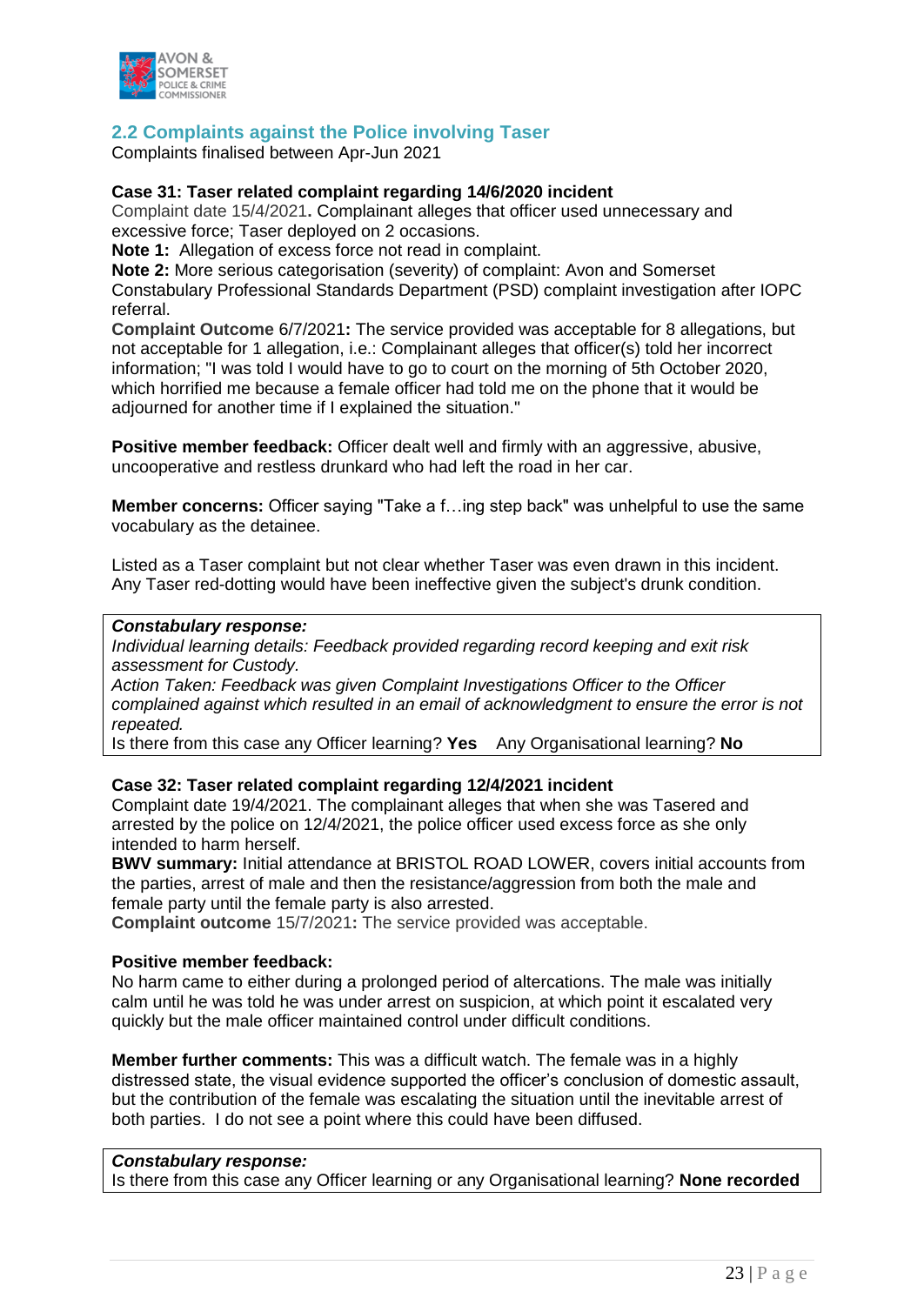## 2.2 Complaints against the Police involving Taser

Complaints finalised between Apr-Jun 2021

**Case 31: Taser related complaint regarding 14/6/2020 incident**

Complaint date 15/4/2021**.** Complainant alleges that officer used unnecessary and excessive force; Taser deployed on 2 occasions.

**Note 1:** Allegation of excess force not read in complaint.

**Note 2:** More serious categorisation (severity) of complaint: Avon and Somerset Constabulary Professional Standards Department (PSD) complaint investigation after IOPC referral.

**Complaint Outcome** 6/7/2021**:** The service provided was acceptable for 8 allegations, but not acceptable for 1 allegation, i.e.: Complainant alleges that officer(s) told her incorrect information; "I was told I would have to go to court on the morning of 5th October 2020, which horrified me because a female officer had told me on the phone that it would be adjourned for another time if I explained the situation."

**Positive member feedback:** Officer dealt well and firmly with an aggressive, abusive, uncooperative and restless drunkard who had left the road in her car.

**Member concerns:** Officer saying "Take a f…ing step back" was unhelpful to use the same vocabulary as the detainee.

Listed as a Taser complaint but not clear whether Taser was even drawn in this incident. Any Taser red-dotting would have been ineffective given the subject's drunk condition.

***Constabulary response:***

*Individual learning details: Feedback provided regarding record keeping and exit risk assessment for Custody.*

*Action Taken: Feedback was given Complaint Investigations Officer to the Officer complained against which resulted in an email of acknowledgment to ensure the error is not repeated.*

Is there from this case any Officer learning? **Yes** Any Organisational learning? **No**

**Case 32: Taser related complaint regarding 12/4/2021 incident**

Complaint date 19/4/2021. The complainant alleges that when she was Tasered and arrested by the police on 12/4/2021, the police officer used excess force as she only intended to harm herself.

**BWV summary:** Initial attendance at BRISTOL ROAD LOWER, covers initial accounts from the parties, arrest of male and then the resistance/aggression from both the male and female party until the female party is also arrested.

**Complaint outcome** 15/7/2021**:** The service provided was acceptable.

**Positive member feedback:**

No harm came to either during a prolonged period of altercations. The male was initially calm until he was told he was under arrest on suspicion, at which point it escalated very quickly but the male officer maintained control under difficult conditions.

**Member further comments:** This was a difficult watch. The female was in a highly distressed state, the visual evidence supported the officer's conclusion of domestic assault, but the contribution of the female was escalating the situation until the inevitable arrest of both parties. I do not see a point where this could have been diffused.

***Constabulary response:***

Is there from this case any Officer learning or any Organisational learning? **None recorded**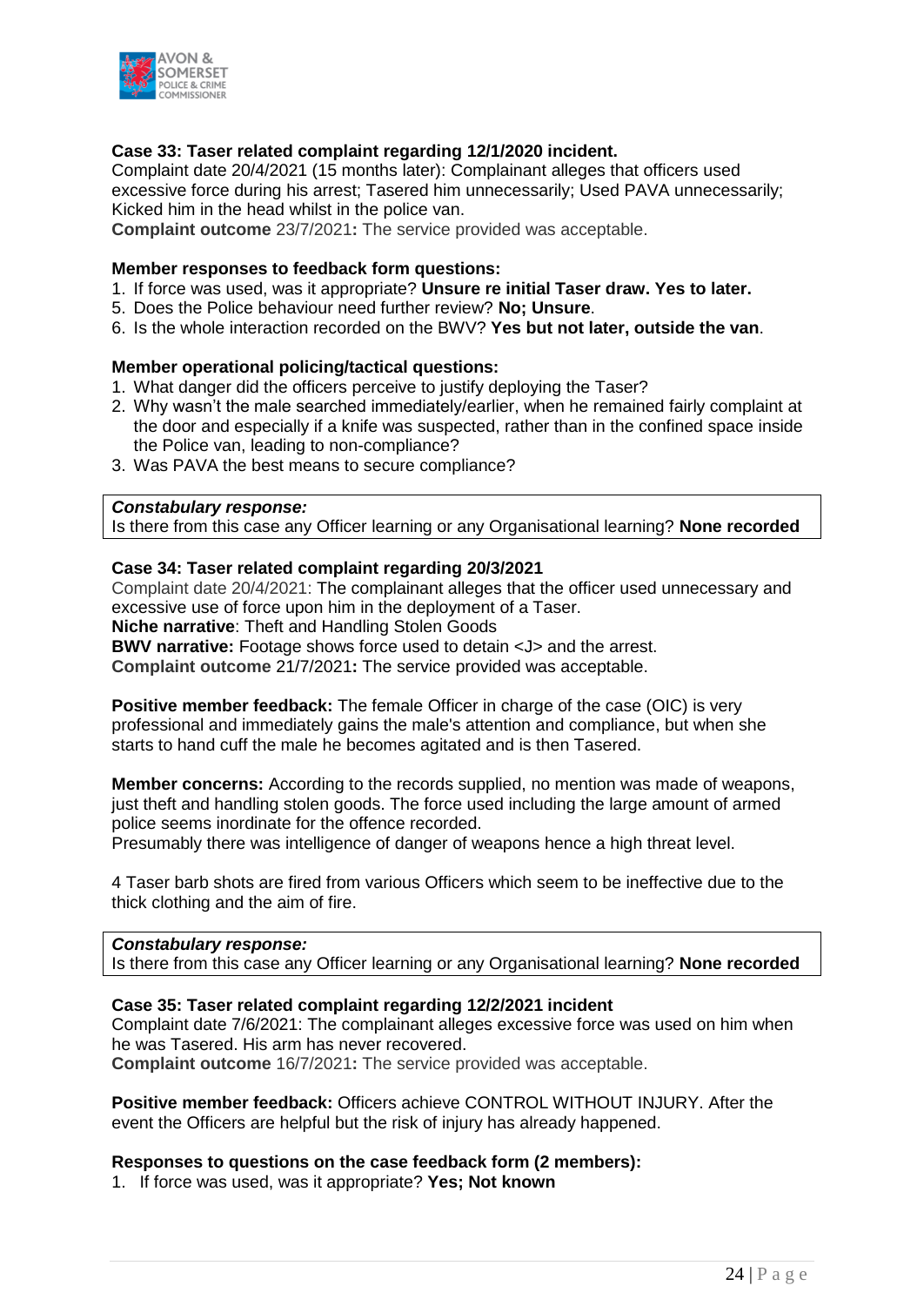**Case 33: Taser related complaint regarding 12/1/2020 incident.**
Complaint date 20/4/2021 (15 months later): Complainant alleges that officers used excessive force during his arrest; Tasered him unnecessarily; Used PAVA unnecessarily; Kicked him in the head whilst in the police van.
**Complaint outcome** 23/7/2021**:** The service provided was acceptable.

**Member responses to feedback form questions:**

1. If force was used, was it appropriate? **Unsure re initial Taser draw. Yes to later.**
5. Does the Police behaviour need further review? **No; Unsure**.
6. Is the whole interaction recorded on the BWV? **Yes but not later, outside the van**.

**Member operational policing/tactical questions:**

1. What danger did the officers perceive to justify deploying the Taser?
2. Why wasn't the male searched immediately/earlier, when he remained fairly complaint at the door and especially if a knife was suspected, rather than in the confined space inside the Police van, leading to non-compliance?
3. Was PAVA the best means to secure compliance?

***Constabulary response:***
Is there from this case any Officer learning or any Organisational learning? **None recorded**

**Case 34: Taser related complaint regarding 20/3/2021**
Complaint date 20/4/2021: The complainant alleges that the officer used unnecessary and excessive use of force upon him in the deployment of a Taser.
**Niche narrative**: Theft and Handling Stolen Goods
**BWV narrative:** Footage shows force used to detain <J> and the arrest.
**Complaint outcome** 21/7/2021**:** The service provided was acceptable.

**Positive member feedback:** The female Officer in charge of the case (OIC) is very professional and immediately gains the male's attention and compliance, but when she starts to hand cuff the male he becomes agitated and is then Tasered.

**Member concerns:** According to the records supplied, no mention was made of weapons, just theft and handling stolen goods. The force used including the large amount of armed police seems inordinate for the offence recorded.
Presumably there was intelligence of danger of weapons hence a high threat level.

4 Taser barb shots are fired from various Officers which seem to be ineffective due to the thick clothing and the aim of fire.

***Constabulary response:***
Is there from this case any Officer learning or any Organisational learning? **None recorded**

**Case 35: Taser related complaint regarding 12/2/2021 incident**
Complaint date 7/6/2021: The complainant alleges excessive force was used on him when he was Tasered. His arm has never recovered.
**Complaint outcome** 16/7/2021**:** The service provided was acceptable.

**Positive member feedback:** Officers achieve CONTROL WITHOUT INJURY. After the event the Officers are helpful but the risk of injury has already happened.

**Responses to questions on the case feedback form (2 members):**

1. If force was used, was it appropriate? **Yes; Not known**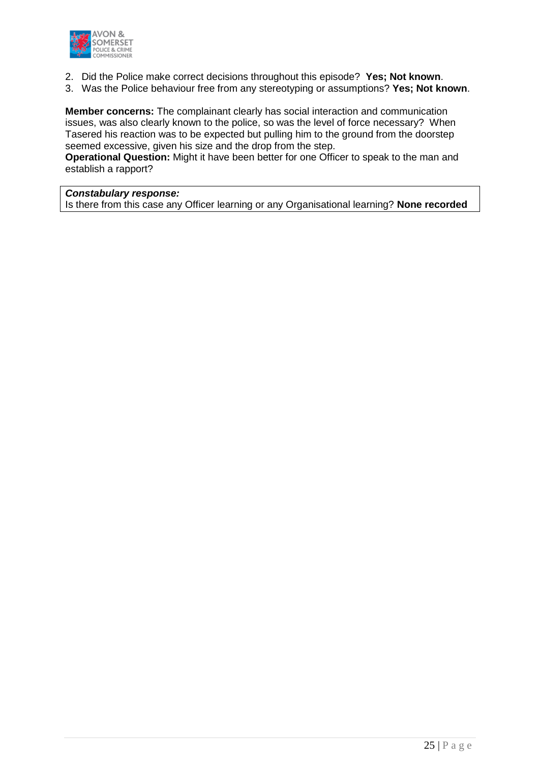2. Did the Police make correct decisions throughout this episode? **Yes; Not known**.
3. Was the Police behaviour free from any stereotyping or assumptions? **Yes; Not known**.

**Member concerns:** The complainant clearly has social interaction and communication issues, was also clearly known to the police, so was the level of force necessary? When Tasered his reaction was to be expected but pulling him to the ground from the doorstep seemed excessive, given his size and the drop from the step.
**Operational Question:** Might it have been better for one Officer to speak to the man and establish a rapport?

***Constabulary response:***
Is there from this case any Officer learning or any Organisational learning? **None recorded**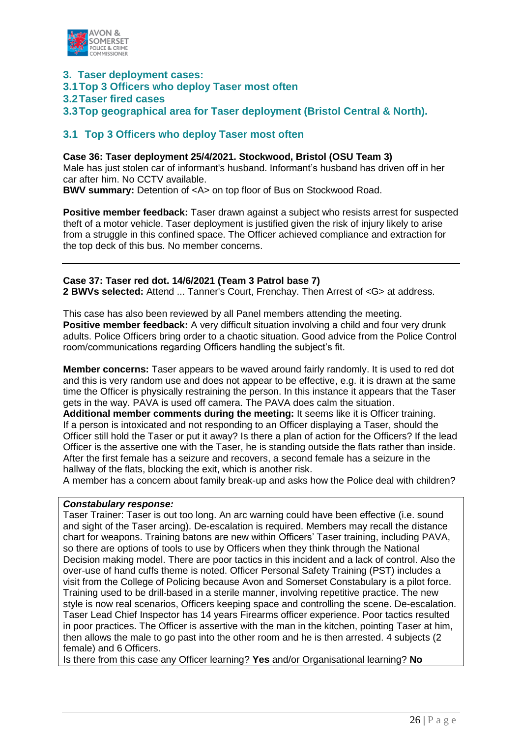## 3. Taser deployment cases:

## 3.1 Top 3 Officers who deploy Taser most often

## 3.2 Taser fired cases

## 3.3 Top geographical area for Taser deployment (Bristol Central & North).

### 3.1 Top 3 Officers who deploy Taser most often

**Case 36: Taser deployment 25/4/2021. Stockwood, Bristol (OSU Team 3)**
Male has just stolen car of informant's husband. Informant's husband has driven off in her car after him. No CCTV available.
**BWV summary:** Detention of <A> on top floor of Bus on Stockwood Road.

**Positive member feedback:** Taser drawn against a subject who resists arrest for suspected theft of a motor vehicle. Taser deployment is justified given the risk of injury likely to arise from a struggle in this confined space. The Officer achieved compliance and extraction for the top deck of this bus. No member concerns.

---

**Case 37: Taser red dot. 14/6/2021 (Team 3 Patrol base 7)**
**2 BWVs selected:** Attend ... Tanner's Court, Frenchay. Then Arrest of <G> at address.

This case has also been reviewed by all Panel members attending the meeting.
**Positive member feedback:** A very difficult situation involving a child and four very drunk adults. Police Officers bring order to a chaotic situation. Good advice from the Police Control room/communications regarding Officers handling the subject's fit.

**Member concerns:** Taser appears to be waved around fairly randomly. It is used to red dot and this is very random use and does not appear to be effective, e.g. it is drawn at the same time the Officer is physically restraining the person. In this instance it appears that the Taser gets in the way. PAVA is used off camera. The PAVA does calm the situation.
**Additional member comments during the meeting:** It seems like it is Officer training. If a person is intoxicated and not responding to an Officer displaying a Taser, should the Officer still hold the Taser or put it away? Is there a plan of action for the Officers? If the lead Officer is the assertive one with the Taser, he is standing outside the flats rather than inside. After the first female has a seizure and recovers, a second female has a seizure in the hallway of the flats, blocking the exit, which is another risk.
A member has a concern about family break-up and asks how the Police deal with children?

***Constabulary response:***
Taser Trainer: Taser is out too long. An arc warning could have been effective (i.e. sound and sight of the Taser arcing). De-escalation is required. Members may recall the distance chart for weapons. Training batons are new within Officers' Taser training, including PAVA, so there are options of tools to use by Officers when they think through the National Decision making model. There are poor tactics in this incident and a lack of control. Also the over-use of hand cuffs theme is noted. Officer Personal Safety Training (PST) includes a visit from the College of Policing because Avon and Somerset Constabulary is a pilot force. Training used to be drill-based in a sterile manner, involving repetitive practice. The new style is now real scenarios, Officers keeping space and controlling the scene. De-escalation. Taser Lead Chief Inspector has 14 years Firearms officer experience. Poor tactics resulted in poor practices. The Officer is assertive with the man in the kitchen, pointing Taser at him, then allows the male to go past into the other room and he is then arrested. 4 subjects (2 female) and 6 Officers.
Is there from this case any Officer learning? **Yes** and/or Organisational learning? **No**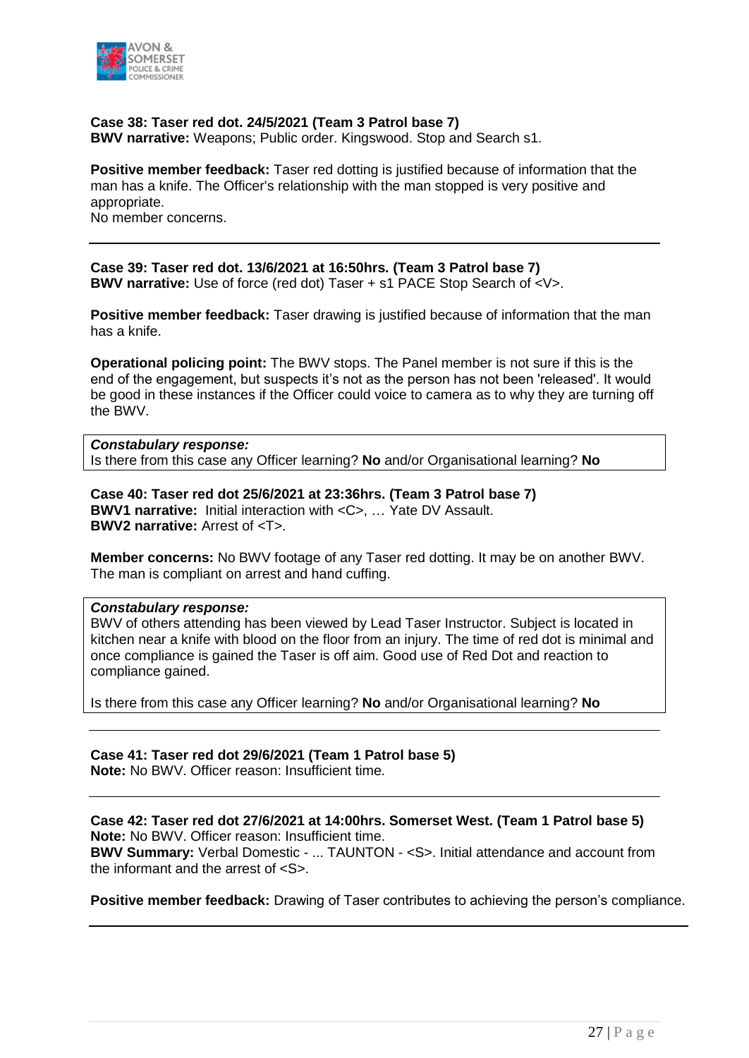**Case 38: Taser red dot. 24/5/2021 (Team 3 Patrol base 7)**
**BWV narrative:** Weapons; Public order. Kingswood. Stop and Search s1.

**Positive member feedback:** Taser red dotting is justified because of information that the man has a knife. The Officer's relationship with the man stopped is very positive and appropriate.
No member concerns.

---

**Case 39: Taser red dot. 13/6/2021 at 16:50hrs. (Team 3 Patrol base 7)**
**BWV narrative:** Use of force (red dot) Taser + s1 PACE Stop Search of <V>.

**Positive member feedback:** Taser drawing is justified because of information that the man has a knife.

**Operational policing point:** The BWV stops. The Panel member is not sure if this is the end of the engagement, but suspects it's not as the person has not been 'released'. It would be good in these instances if the Officer could voice to camera as to why they are turning off the BWV.

> ***Constabulary response:***
> Is there from this case any Officer learning? **No** and/or Organisational learning? **No**

**Case 40: Taser red dot 25/6/2021 at 23:36hrs. (Team 3 Patrol base 7)**
**BWV1 narrative:** Initial interaction with <C>, … Yate DV Assault.
**BWV2 narrative:** Arrest of <T>.

**Member concerns:** No BWV footage of any Taser red dotting. It may be on another BWV. The man is compliant on arrest and hand cuffing.

> ***Constabulary response:***
> BWV of others attending has been viewed by Lead Taser Instructor. Subject is located in kitchen near a knife with blood on the floor from an injury. The time of red dot is minimal and once compliance is gained the Taser is off aim. Good use of Red Dot and reaction to compliance gained.
>
> Is there from this case any Officer learning? **No** and/or Organisational learning? **No**

---

**Case 41: Taser red dot 29/6/2021 (Team 1 Patrol base 5)**
**Note:** No BWV. Officer reason: Insufficient time.

---

**Case 42: Taser red dot 27/6/2021 at 14:00hrs. Somerset West. (Team 1 Patrol base 5)**
**Note:** No BWV. Officer reason: Insufficient time.
**BWV Summary:** Verbal Domestic - ... TAUNTON - <S>. Initial attendance and account from the informant and the arrest of <S>.

**Positive member feedback:** Drawing of Taser contributes to achieving the person's compliance.

---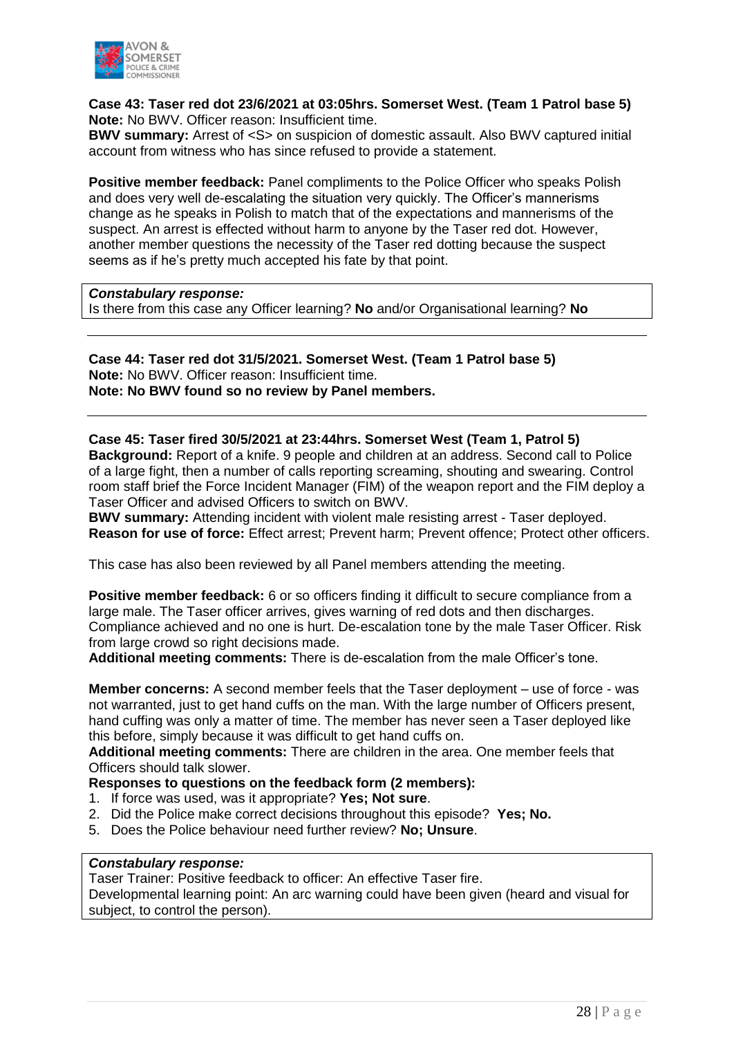**Case 43: Taser red dot 23/6/2021 at 03:05hrs. Somerset West. (Team 1 Patrol base 5)**
**Note:** No BWV. Officer reason: Insufficient time.
**BWV summary:** Arrest of <S> on suspicion of domestic assault. Also BWV captured initial account from witness who has since refused to provide a statement.

**Positive member feedback:** Panel compliments to the Police Officer who speaks Polish and does very well de-escalating the situation very quickly. The Officer's mannerisms change as he speaks in Polish to match that of the expectations and mannerisms of the suspect. An arrest is effected without harm to anyone by the Taser red dot. However, another member questions the necessity of the Taser red dotting because the suspect seems as if he's pretty much accepted his fate by that point.

***Constabulary response:***
Is there from this case any Officer learning? **No** and/or Organisational learning? **No**

---

**Case 44: Taser red dot 31/5/2021. Somerset West. (Team 1 Patrol base 5)**
**Note:** No BWV. Officer reason: Insufficient time.
**Note: No BWV found so no review by Panel members.**

---

**Case 45: Taser fired 30/5/2021 at 23:44hrs. Somerset West (Team 1, Patrol 5)**
**Background:** Report of a knife. 9 people and children at an address. Second call to Police of a large fight, then a number of calls reporting screaming, shouting and swearing. Control room staff brief the Force Incident Manager (FIM) of the weapon report and the FIM deploy a Taser Officer and advised Officers to switch on BWV.
**BWV summary:** Attending incident with violent male resisting arrest - Taser deployed.
**Reason for use of force:** Effect arrest; Prevent harm; Prevent offence; Protect other officers.

This case has also been reviewed by all Panel members attending the meeting.

**Positive member feedback:** 6 or so officers finding it difficult to secure compliance from a large male. The Taser officer arrives, gives warning of red dots and then discharges. Compliance achieved and no one is hurt. De-escalation tone by the male Taser Officer. Risk from large crowd so right decisions made.
**Additional meeting comments:** There is de-escalation from the male Officer's tone.

**Member concerns:** A second member feels that the Taser deployment – use of force - was not warranted, just to get hand cuffs on the man. With the large number of Officers present, hand cuffing was only a matter of time. The member has never seen a Taser deployed like this before, simply because it was difficult to get hand cuffs on.
**Additional meeting comments:** There are children in the area. One member feels that Officers should talk slower.
**Responses to questions on the feedback form (2 members):**

1. If force was used, was it appropriate? **Yes; Not sure**.
2. Did the Police make correct decisions throughout this episode? **Yes; No.**
5. Does the Police behaviour need further review? **No; Unsure**.

***Constabulary response:***
Taser Trainer: Positive feedback to officer: An effective Taser fire.
Developmental learning point: An arc warning could have been given (heard and visual for subject, to control the person).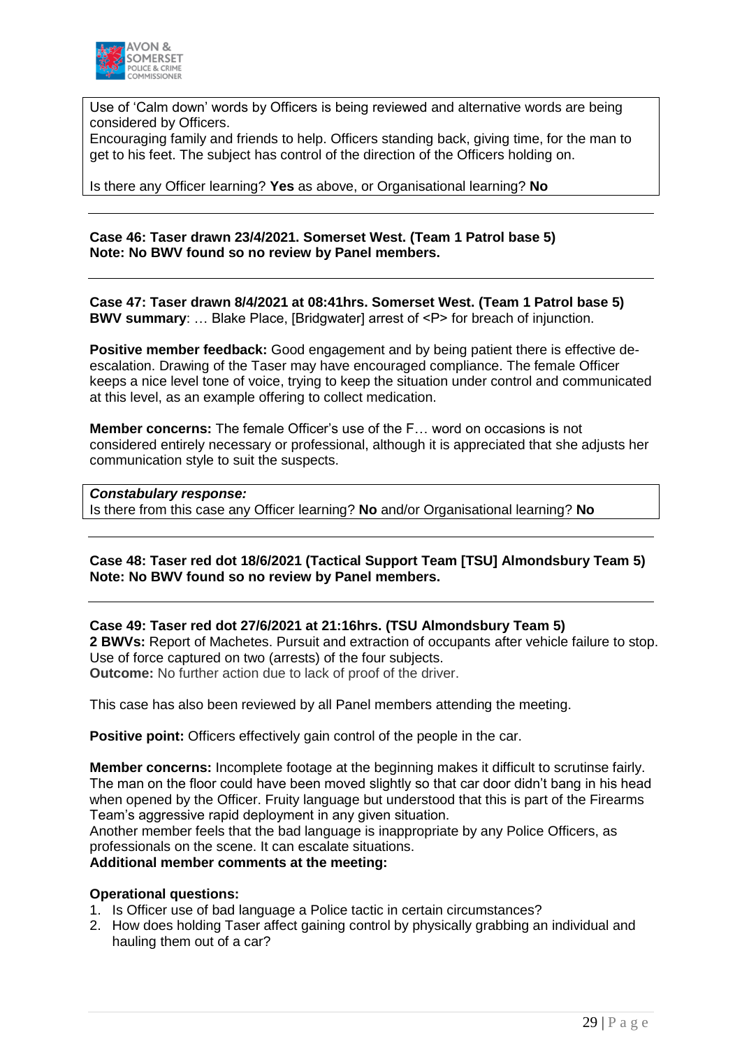Use of 'Calm down' words by Officers is being reviewed and alternative words are being considered by Officers.
Encouraging family and friends to help. Officers standing back, giving time, for the man to get to his feet. The subject has control of the direction of the Officers holding on.

Is there any Officer learning? **Yes** as above, or Organisational learning? **No**

---

**Case 46: Taser drawn 23/4/2021. Somerset West. (Team 1 Patrol base 5)**
**Note: No BWV found so no review by Panel members.**

---

**Case 47: Taser drawn 8/4/2021 at 08:41hrs. Somerset West. (Team 1 Patrol base 5)**
**BWV summary**: … Blake Place, [Bridgwater] arrest of <P> for breach of injunction.

**Positive member feedback:** Good engagement and by being patient there is effective de-escalation. Drawing of the Taser may have encouraged compliance. The female Officer keeps a nice level tone of voice, trying to keep the situation under control and communicated at this level, as an example offering to collect medication.

**Member concerns:** The female Officer's use of the F… word on occasions is not considered entirely necessary or professional, although it is appreciated that she adjusts her communication style to suit the suspects.

***Constabulary response:***
Is there from this case any Officer learning? **No** and/or Organisational learning? **No**

---

**Case 48: Taser red dot 18/6/2021 (Tactical Support Team [TSU] Almondsbury Team 5)**
**Note: No BWV found so no review by Panel members.**

---

**Case 49: Taser red dot 27/6/2021 at 21:16hrs. (TSU Almondsbury Team 5)**
**2 BWVs:** Report of Machetes. Pursuit and extraction of occupants after vehicle failure to stop. Use of force captured on two (arrests) of the four subjects.
**Outcome:** No further action due to lack of proof of the driver.

This case has also been reviewed by all Panel members attending the meeting.

**Positive point:** Officers effectively gain control of the people in the car.

**Member concerns:** Incomplete footage at the beginning makes it difficult to scrutinse fairly. The man on the floor could have been moved slightly so that car door didn't bang in his head when opened by the Officer. Fruity language but understood that this is part of the Firearms Team's aggressive rapid deployment in any given situation.
Another member feels that the bad language is inappropriate by any Police Officers, as professionals on the scene. It can escalate situations.
**Additional member comments at the meeting:**

**Operational questions:**
1. Is Officer use of bad language a Police tactic in certain circumstances?
2. How does holding Taser affect gaining control by physically grabbing an individual and hauling them out of a car?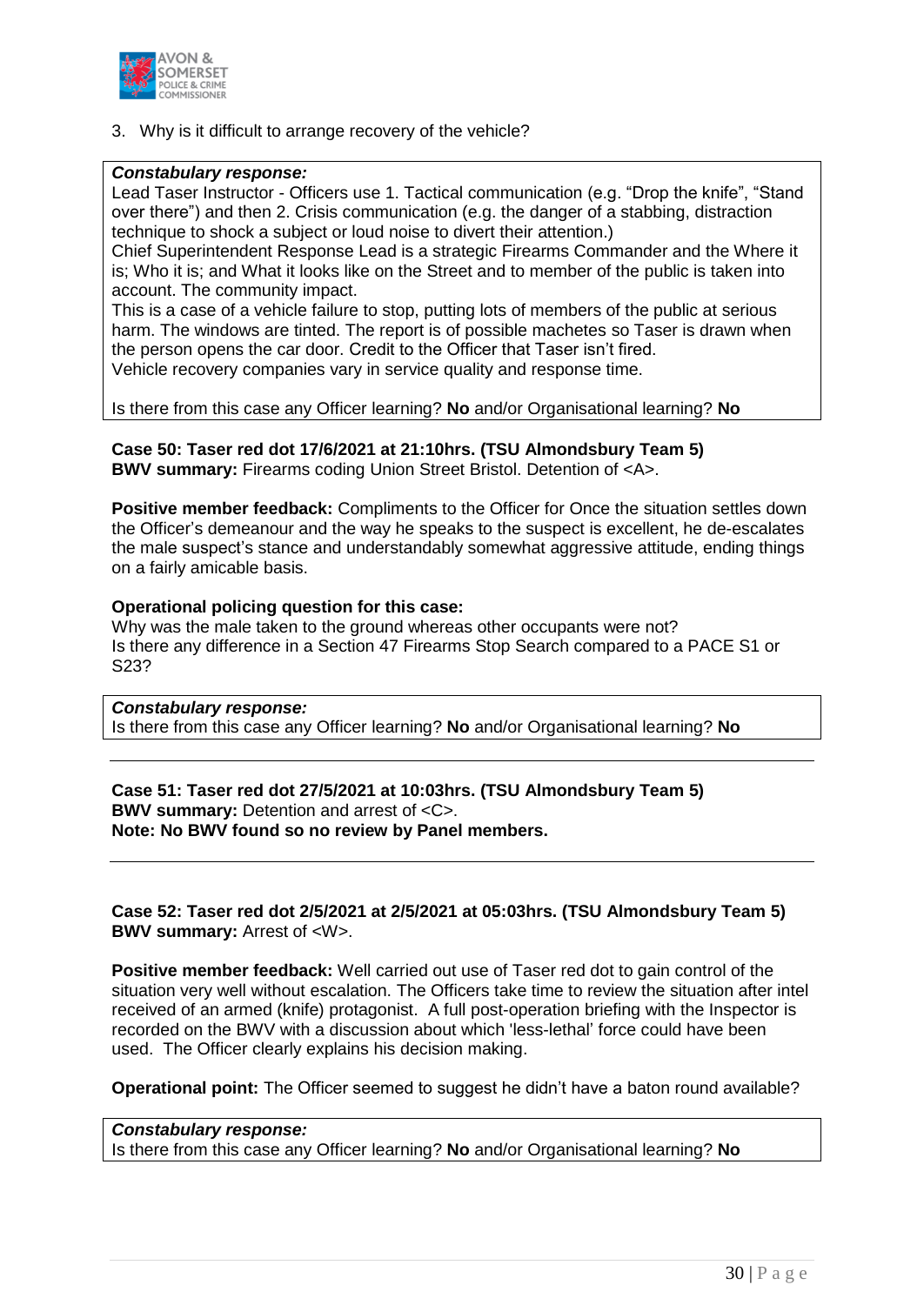3. Why is it difficult to arrange recovery of the vehicle?

> ***Constabulary response:***
> Lead Taser Instructor - Officers use 1. Tactical communication (e.g. "Drop the knife", "Stand over there") and then 2. Crisis communication (e.g. the danger of a stabbing, distraction technique to shock a subject or loud noise to divert their attention.)
> Chief Superintendent Response Lead is a strategic Firearms Commander and the Where it is; Who it is; and What it looks like on the Street and to member of the public is taken into account. The community impact.
> This is a case of a vehicle failure to stop, putting lots of members of the public at serious harm. The windows are tinted. The report is of possible machetes so Taser is drawn when the person opens the car door. Credit to the Officer that Taser isn't fired.
> Vehicle recovery companies vary in service quality and response time.
>
> Is there from this case any Officer learning? **No** and/or Organisational learning? **No**

**Case 50: Taser red dot 17/6/2021 at 21:10hrs. (TSU Almondsbury Team 5)**
**BWV summary:** Firearms coding Union Street Bristol. Detention of <A>.

**Positive member feedback:** Compliments to the Officer for Once the situation settles down the Officer's demeanour and the way he speaks to the suspect is excellent, he de-escalates the male suspect's stance and understandably somewhat aggressive attitude, ending things on a fairly amicable basis.

**Operational policing question for this case:**
Why was the male taken to the ground whereas other occupants were not?
Is there any difference in a Section 47 Firearms Stop Search compared to a PACE S1 or S23?

> ***Constabulary response:***
> Is there from this case any Officer learning? **No** and/or Organisational learning? **No**

---

**Case 51: Taser red dot 27/5/2021 at 10:03hrs. (TSU Almondsbury Team 5)**
**BWV summary:** Detention and arrest of <C>.
**Note: No BWV found so no review by Panel members.**

---

**Case 52: Taser red dot 2/5/2021 at 2/5/2021 at 05:03hrs. (TSU Almondsbury Team 5)**
**BWV summary:** Arrest of <W>.

**Positive member feedback:** Well carried out use of Taser red dot to gain control of the situation very well without escalation. The Officers take time to review the situation after intel received of an armed (knife) protagonist. A full post-operation briefing with the Inspector is recorded on the BWV with a discussion about which 'less-lethal' force could have been used. The Officer clearly explains his decision making.

**Operational point:** The Officer seemed to suggest he didn't have a baton round available?

> ***Constabulary response:***
> Is there from this case any Officer learning? **No** and/or Organisational learning? **No**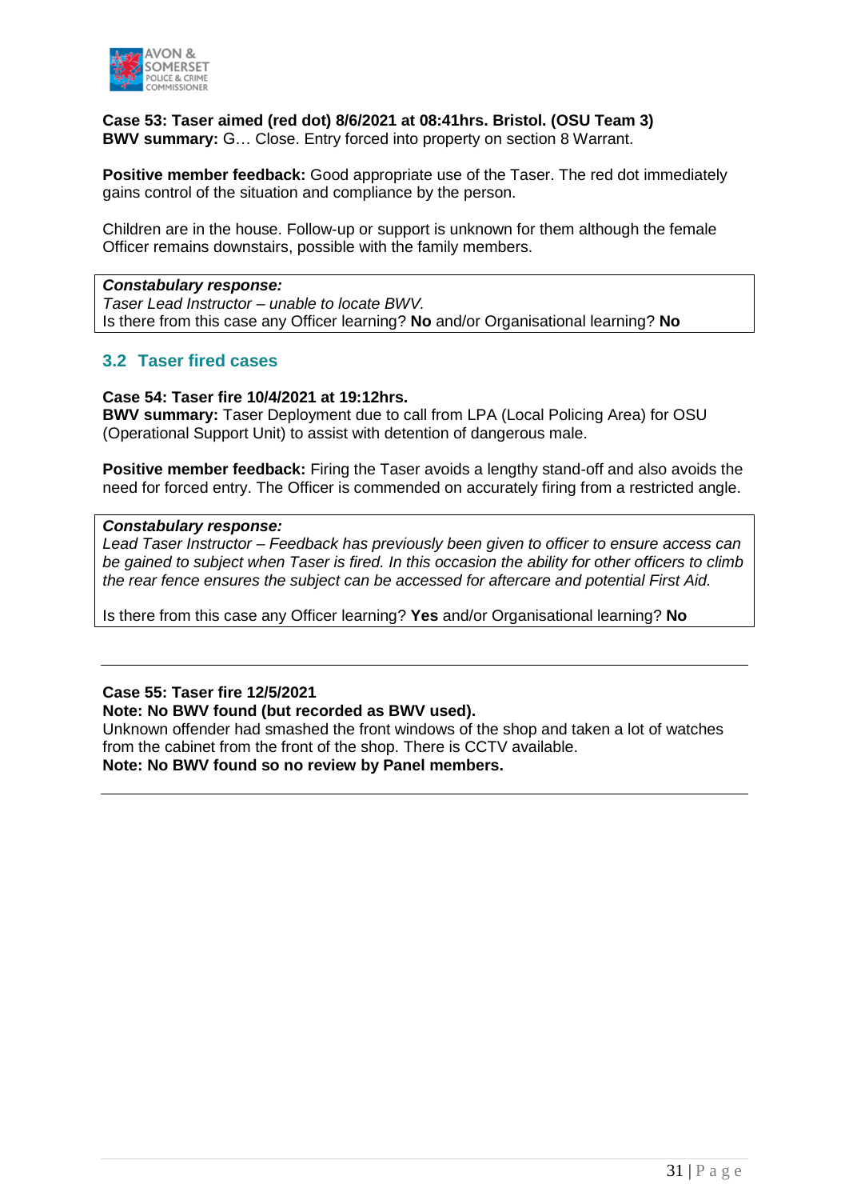**Case 53: Taser aimed (red dot) 8/6/2021 at 08:41hrs. Bristol. (OSU Team 3)**
**BWV summary:** G… Close. Entry forced into property on section 8 Warrant.

**Positive member feedback:** Good appropriate use of the Taser. The red dot immediately gains control of the situation and compliance by the person.

Children are in the house. Follow-up or support is unknown for them although the female Officer remains downstairs, possible with the family members.

> ***Constabulary response:***
> *Taser Lead Instructor – unable to locate BWV.*
> Is there from this case any Officer learning? **No** and/or Organisational learning? **No**

## 3.2 Taser fired cases

**Case 54: Taser fire 10/4/2021 at 19:12hrs.**
**BWV summary:** Taser Deployment due to call from LPA (Local Policing Area) for OSU (Operational Support Unit) to assist with detention of dangerous male.

**Positive member feedback:** Firing the Taser avoids a lengthy stand-off and also avoids the need for forced entry. The Officer is commended on accurately firing from a restricted angle.

> ***Constabulary response:***
> *Lead Taser Instructor – Feedback has previously been given to officer to ensure access can be gained to subject when Taser is fired. In this occasion the ability for other officers to climb the rear fence ensures the subject can be accessed for aftercare and potential First Aid.*
>
> Is there from this case any Officer learning? **Yes** and/or Organisational learning? **No**

---

**Case 55: Taser fire 12/5/2021**
**Note: No BWV found (but recorded as BWV used).**
Unknown offender had smashed the front windows of the shop and taken a lot of watches from the cabinet from the front of the shop. There is CCTV available.
**Note: No BWV found so no review by Panel members.**

---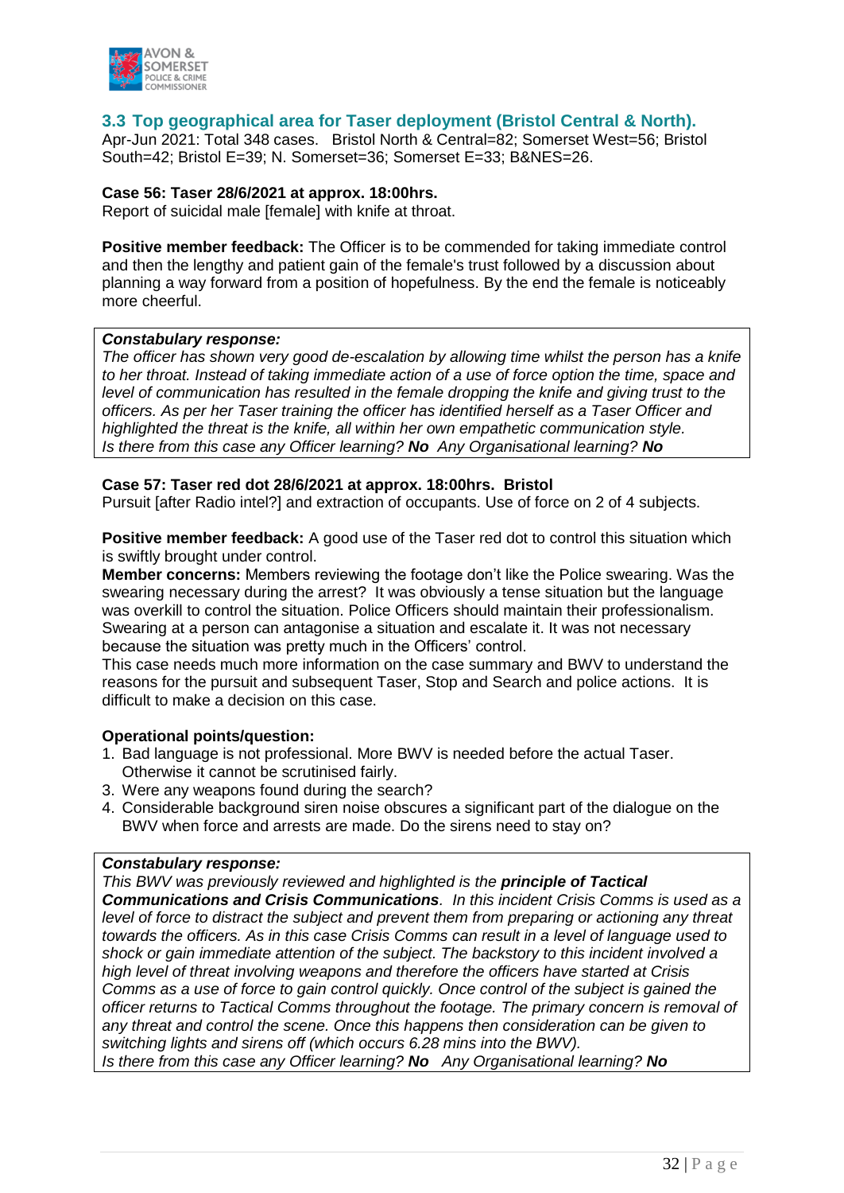## 3.3 Top geographical area for Taser deployment (Bristol Central & North).

Apr-Jun 2021: Total 348 cases. Bristol North & Central=82; Somerset West=56; Bristol South=42; Bristol E=39; N. Somerset=36; Somerset E=33; B&NES=26.

**Case 56: Taser 28/6/2021 at approx. 18:00hrs.**
Report of suicidal male [female] with knife at throat.

**Positive member feedback:** The Officer is to be commended for taking immediate control and then the lengthy and patient gain of the female's trust followed by a discussion about planning a way forward from a position of hopefulness. By the end the female is noticeably more cheerful.

> ***Constabulary response:***
> *The officer has shown very good de-escalation by allowing time whilst the person has a knife to her throat. Instead of taking immediate action of a use of force option the time, space and level of communication has resulted in the female dropping the knife and giving trust to the officers. As per her Taser training the officer has identified herself as a Taser Officer and highlighted the threat is the knife, all within her own empathetic communication style.*
> *Is there from this case any Officer learning?* ***No*** *Any Organisational learning?* ***No***

**Case 57: Taser red dot 28/6/2021 at approx. 18:00hrs. Bristol**
Pursuit [after Radio intel?] and extraction of occupants. Use of force on 2 of 4 subjects.

**Positive member feedback:** A good use of the Taser red dot to control this situation which is swiftly brought under control.
**Member concerns:** Members reviewing the footage don't like the Police swearing. Was the swearing necessary during the arrest? It was obviously a tense situation but the language was overkill to control the situation. Police Officers should maintain their professionalism. Swearing at a person can antagonise a situation and escalate it. It was not necessary because the situation was pretty much in the Officers' control.
This case needs much more information on the case summary and BWV to understand the reasons for the pursuit and subsequent Taser, Stop and Search and police actions. It is difficult to make a decision on this case.

**Operational points/question:**

1. Bad language is not professional. More BWV is needed before the actual Taser. Otherwise it cannot be scrutinised fairly.
3. Were any weapons found during the search?
4. Considerable background siren noise obscures a significant part of the dialogue on the BWV when force and arrests are made. Do the sirens need to stay on?

> ***Constabulary response:***
> *This BWV was previously reviewed and highlighted is the* ***principle of Tactical Communications and Crisis Communications****. In this incident Crisis Comms is used as a level of force to distract the subject and prevent them from preparing or actioning any threat towards the officers. As in this case Crisis Comms can result in a level of language used to shock or gain immediate attention of the subject. The backstory to this incident involved a high level of threat involving weapons and therefore the officers have started at Crisis Comms as a use of force to gain control quickly. Once control of the subject is gained the officer returns to Tactical Comms throughout the footage. The primary concern is removal of any threat and control the scene. Once this happens then consideration can be given to switching lights and sirens off (which occurs 6.28 mins into the BWV).*
> *Is there from this case any Officer learning?* ***No*** *Any Organisational learning?* ***No***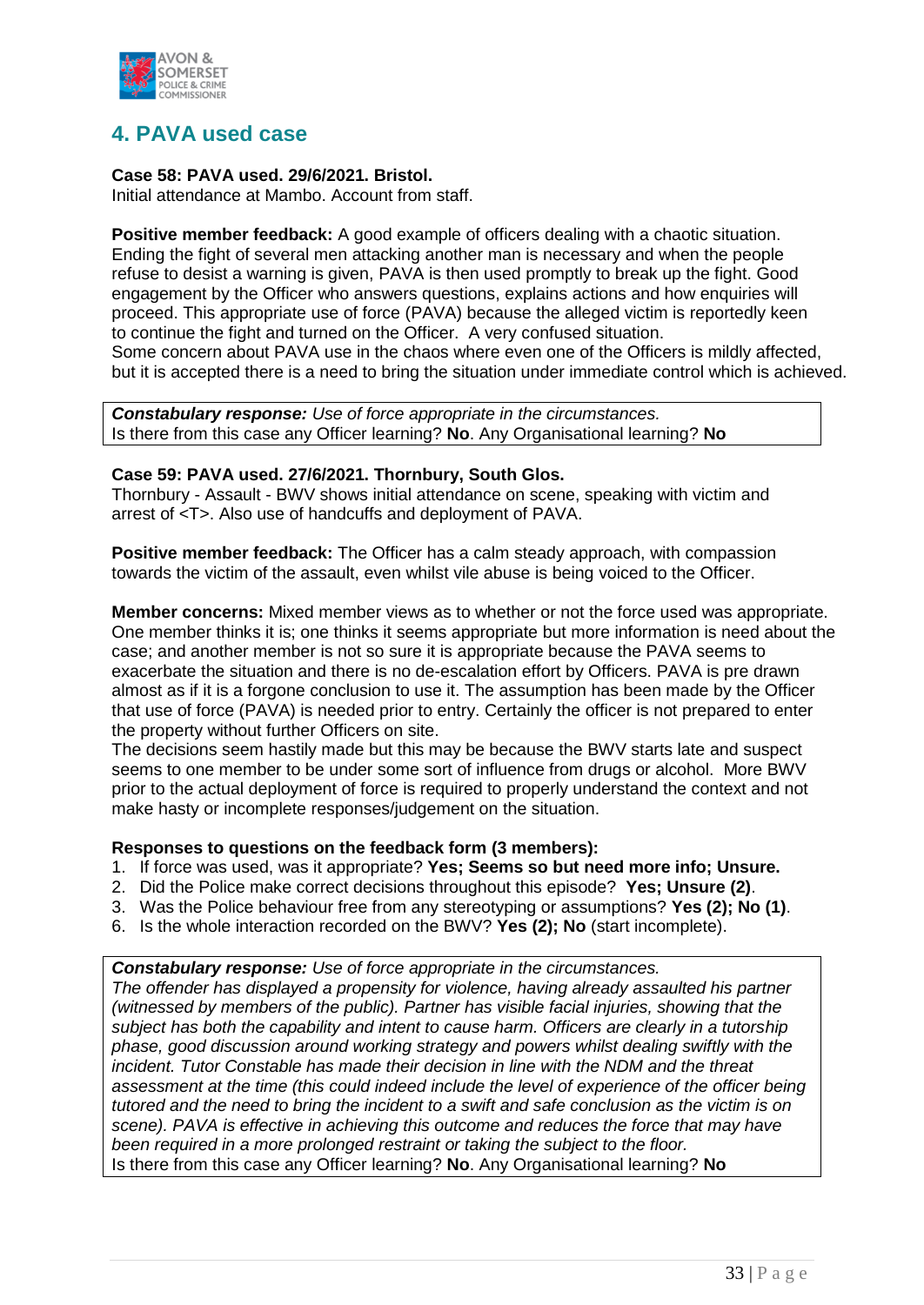## 4. PAVA used case

**Case 58: PAVA used. 29/6/2021. Bristol.**
Initial attendance at Mambo. Account from staff.

**Positive member feedback:** A good example of officers dealing with a chaotic situation. Ending the fight of several men attacking another man is necessary and when the people refuse to desist a warning is given, PAVA is then used promptly to break up the fight. Good engagement by the Officer who answers questions, explains actions and how enquiries will proceed. This appropriate use of force (PAVA) because the alleged victim is reportedly keen to continue the fight and turned on the Officer. A very confused situation.
Some concern about PAVA use in the chaos where even one of the Officers is mildly affected, but it is accepted there is a need to bring the situation under immediate control which is achieved.

***Constabulary response:*** *Use of force appropriate in the circumstances.*
Is there from this case any Officer learning? **No**. Any Organisational learning? **No**

**Case 59: PAVA used. 27/6/2021. Thornbury, South Glos.**
Thornbury - Assault - BWV shows initial attendance on scene, speaking with victim and arrest of <T>. Also use of handcuffs and deployment of PAVA.

**Positive member feedback:** The Officer has a calm steady approach, with compassion towards the victim of the assault, even whilst vile abuse is being voiced to the Officer.

**Member concerns:** Mixed member views as to whether or not the force used was appropriate. One member thinks it is; one thinks it seems appropriate but more information is need about the case; and another member is not so sure it is appropriate because the PAVA seems to exacerbate the situation and there is no de-escalation effort by Officers. PAVA is pre drawn almost as if it is a forgone conclusion to use it. The assumption has been made by the Officer that use of force (PAVA) is needed prior to entry. Certainly the officer is not prepared to enter the property without further Officers on site.
The decisions seem hastily made but this may be because the BWV starts late and suspect seems to one member to be under some sort of influence from drugs or alcohol. More BWV prior to the actual deployment of force is required to properly understand the context and not make hasty or incomplete responses/judgement on the situation.

**Responses to questions on the feedback form (3 members):**

1. If force was used, was it appropriate? **Yes; Seems so but need more info; Unsure.**
2. Did the Police make correct decisions throughout this episode? **Yes; Unsure (2)**.
3. Was the Police behaviour free from any stereotyping or assumptions? **Yes (2); No (1)**.
6. Is the whole interaction recorded on the BWV? **Yes (2); No** (start incomplete).

***Constabulary response:*** *Use of force appropriate in the circumstances.*
*The offender has displayed a propensity for violence, having already assaulted his partner (witnessed by members of the public). Partner has visible facial injuries, showing that the subject has both the capability and intent to cause harm. Officers are clearly in a tutorship phase, good discussion around working strategy and powers whilst dealing swiftly with the incident. Tutor Constable has made their decision in line with the NDM and the threat assessment at the time (this could indeed include the level of experience of the officer being tutored and the need to bring the incident to a swift and safe conclusion as the victim is on scene). PAVA is effective in achieving this outcome and reduces the force that may have been required in a more prolonged restraint or taking the subject to the floor.*
Is there from this case any Officer learning? **No**. Any Organisational learning? **No**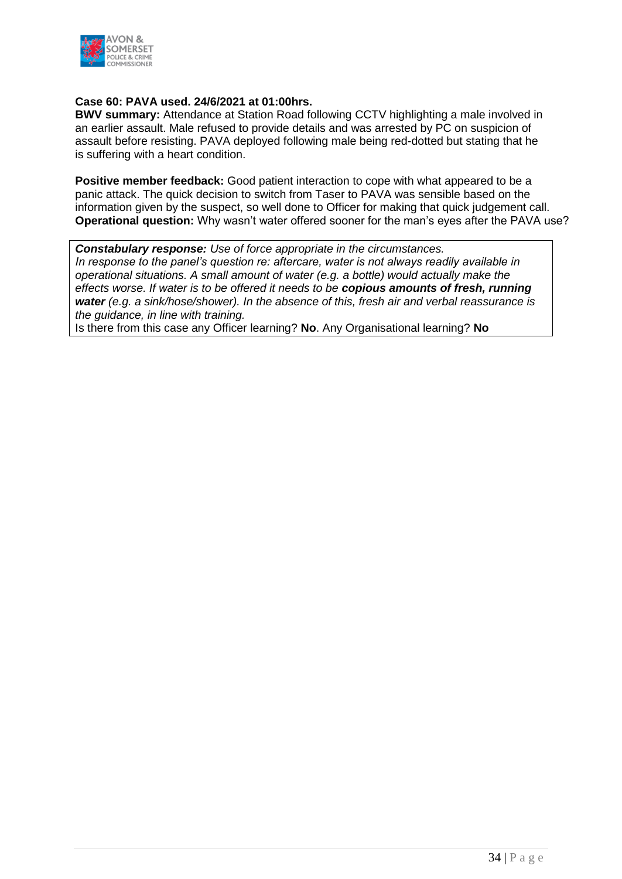**Case 60: PAVA used. 24/6/2021 at 01:00hrs.**
**BWV summary:** Attendance at Station Road following CCTV highlighting a male involved in an earlier assault. Male refused to provide details and was arrested by PC on suspicion of assault before resisting. PAVA deployed following male being red-dotted but stating that he is suffering with a heart condition.

**Positive member feedback:** Good patient interaction to cope with what appeared to be a panic attack. The quick decision to switch from Taser to PAVA was sensible based on the information given by the suspect, so well done to Officer for making that quick judgement call.
**Operational question:** Why wasn't water offered sooner for the man's eyes after the PAVA use?

***Constabulary response:*** *Use of force appropriate in the circumstances.*
*In response to the panel's question re: aftercare, water is not always readily available in operational situations. A small amount of water (e.g. a bottle) would actually make the effects worse. If water is to be offered it needs to be* ***copious amounts of fresh, running water*** *(e.g. a sink/hose/shower). In the absence of this, fresh air and verbal reassurance is the guidance, in line with training.*
Is there from this case any Officer learning? **No**. Any Organisational learning? **No**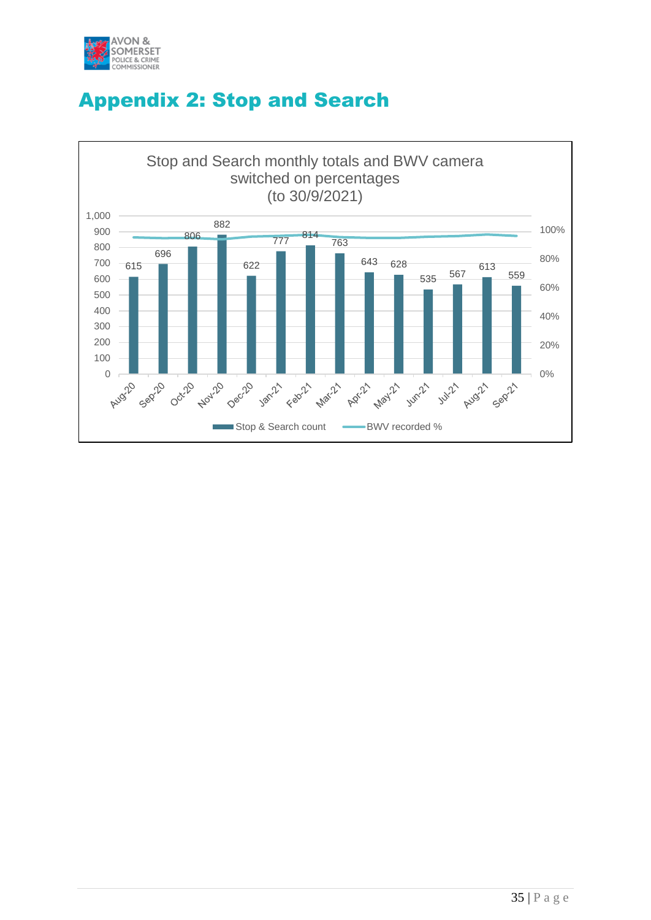# Appendix 2: Stop and Search

Stop and Search monthly totals and BWV camera switched on percentages (to 30/9/2021)

| Month | Stop & Search count |
|---|---|
| Aug-20 | 615 |
| Sep-20 | 696 |
| Oct-20 | 806 |
| Nov-20 | 882 |
| Dec-20 | 622 |
| Jan-21 | 777 |
| Feb-21 | 814 |
| Mar-21 | 763 |
| Apr-21 | 643 |
| May-21 | 628 |
| Jun-21 | 535 |
| Jul-21 | 567 |
| Aug-21 | 613 |
| Sep-21 | 559 |

Stop & Search count — BWV recorded %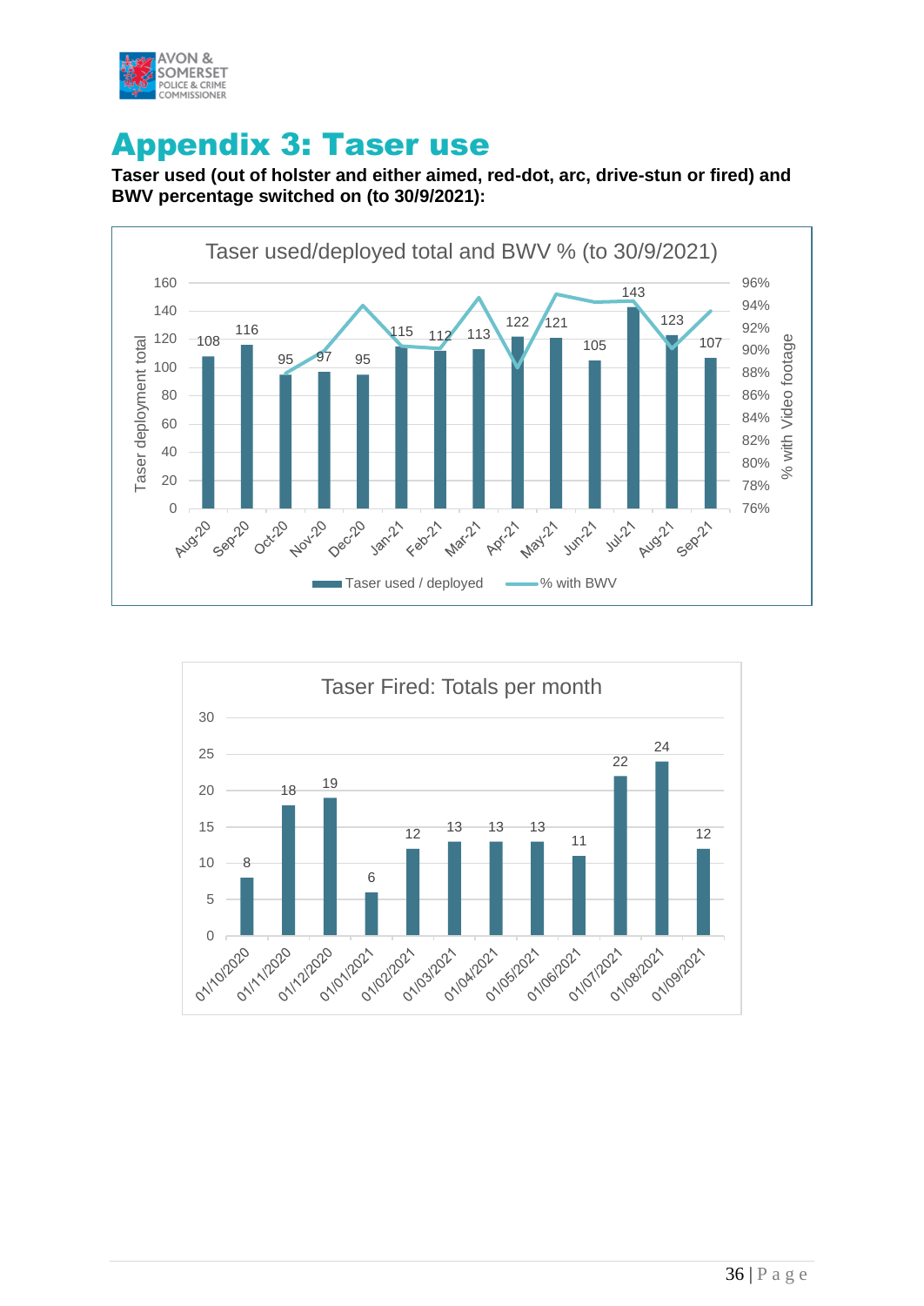# Appendix 3: Taser use

**Taser used (out of holster and either aimed, red-dot, arc, drive-stun or fired) and BWV percentage switched on (to 30/9/2021):**

Taser used/deployed total and BWV % (to 30/9/2021)

Taser deployment total

% with Video footage

0
20
40
60
80
100
120
140
160

76%
78%
80%
82%
84%
86%
88%
90%
92%
94%
96%

Aug-20 108
Sep-20 116
Oct-20 95
Nov-20 97
Dec-20 95
Jan-21 115
Feb-21 112
Mar-21 113
Apr-21 122
May-21 121
Jun-21 105
Jul-21 143
Aug-21 123
Sep-21 107

Taser used / deployed
% with BWV

Taser Fired: Totals per month

0
5
10
15
20
25
30

01/10/2020 8
01/11/2020 18
01/12/2020 19
01/01/2021 6
01/02/2021 12
01/03/2021 13
01/04/2021 13
01/05/2021 13
01/06/2021 11
01/07/2021 22
01/08/2021 24
01/09/2021 12